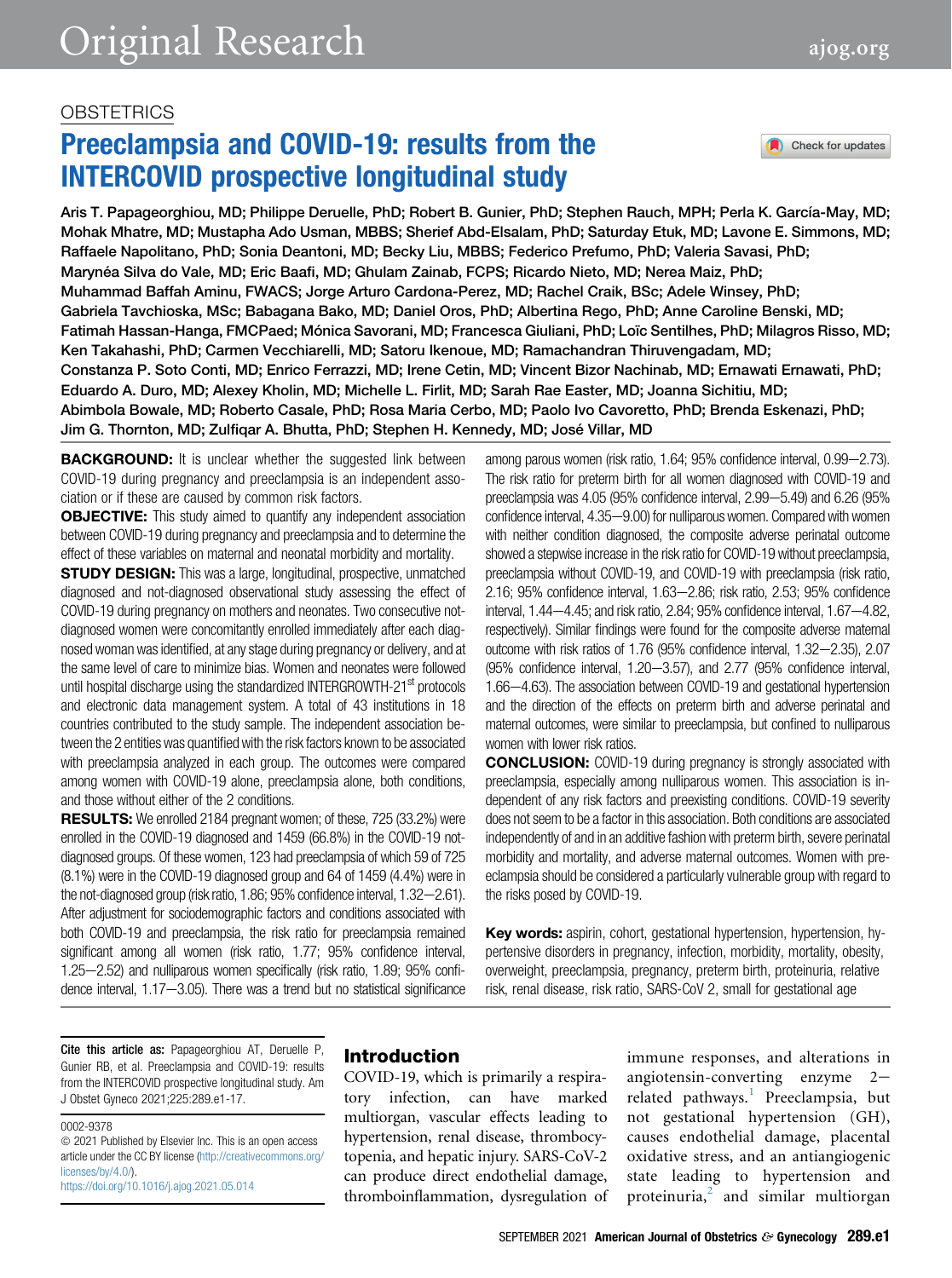OBSTETRICS

# Preeclampsia and COVID-19: results from the INTERCOVID prospective longitudinal study

Aris T. Papageorghiou, MD; Philippe Deruelle, PhD; Robert B. Gunier, PhD; Stephen Rauch, MPH; Perla K. García-May, MD; Mohak Mhatre, MD; Mustapha Ado Usman, MBBS; Sherief Abd-Elsalam, PhD; Saturday Etuk, MD; Lavone E. Simmons, MD; Raffaele Napolitano, PhD; Sonia Deantoni, MD; Becky Liu, MBBS; Federico Prefumo, PhD; Valeria Savasi, PhD; Marynéa Silva do Vale, MD; Eric Baafi, MD; Ghulam Zainab, FCPS; Ricardo Nieto, MD; Nerea Maiz, PhD; Muhammad Baffah Aminu, FWACS; Jorge Arturo Cardona-Perez, MD; Rachel Craik, BSc; Adele Winsey, PhD; Gabriela Tavchioska, MSc; Babagana Bako, MD; Daniel Oros, PhD; Albertina Rego, PhD; Anne Caroline Benski, MD; Fatimah Hassan-Hanga, FMCPaed; Mónica Savorani, MD; Francesca Giuliani, PhD; Loïc Sentilhes, PhD; Milagros Risso, MD; Ken Takahashi, PhD; Carmen Vecchiarelli, MD; Satoru Ikenoue, MD; Ramachandran Thiruvengadam, MD; Constanza P. Soto Conti, MD; Enrico Ferrazzi, MD; Irene Cetin, MD; Vincent Bizor Nachinab, MD; Ernawati Ernawati, PhD; Eduardo A. Duro, MD; Alexey Kholin, MD; Michelle L. Firlit, MD; Sarah Rae Easter, MD; Joanna Sichitiu, MD; Abimbola Bowale, MD; Roberto Casale, PhD; Rosa Maria Cerbo, MD; Paolo Ivo Cavoretto, PhD; Brenda Eskenazi, PhD; Jim G. Thornton, MD; Zulfiqar A. Bhutta, PhD; Stephen H. Kennedy, MD; José Villar, MD

**BACKGROUND:** It is unclear whether the suggested link between COVID-19 during pregnancy and preeclampsia is an independent association or if these are caused by common risk factors.

**OBJECTIVE:** This study aimed to quantify any independent association between COVID-19 during pregnancy and preeclampsia and to determine the effect of these variables on maternal and neonatal morbidity and mortality.

**STUDY DESIGN:** This was a large, longitudinal, prospective, unmatched diagnosed and not-diagnosed observational study assessing the effect of COVID-19 during pregnancy on mothers and neonates. Two consecutive not-diagnosed women were concomitantly enrolled immediately after each diagnosed woman was identified, at any stage during pregnancy or delivery, and at the same level of care to minimize bias. Women and neonates were followed until hospital discharge using the standardized INTERGROWTH-21st protocols and electronic data management system. A total of 43 institutions in 18 countries contributed to the study sample. The independent association between the 2 entities was quantified with the risk factors known to be associated with preeclampsia analyzed in each group. The outcomes were compared among women with COVID-19 alone, preeclampsia alone, both conditions, and those without either of the 2 conditions.

**RESULTS:** We enrolled 2184 pregnant women; of these, 725 (33.2%) were enrolled in the COVID-19 diagnosed and 1459 (66.8%) in the COVID-19 not-diagnosed groups. Of these women, 123 had preeclampsia of which 59 of 725 (8.1%) were in the COVID-19 diagnosed group and 64 of 1459 (4.4%) were in the not-diagnosed group (risk ratio, 1.86; 95% confidence interval, 1.32—2.61). After adjustment for sociodemographic factors and conditions associated with both COVID-19 and preeclampsia, the risk ratio for preeclampsia remained significant among all women (risk ratio, 1.77; 95% confidence interval, 1.25—2.52) and nulliparous women specifically (risk ratio, 1.89; 95% confidence interval, 1.17—3.05). There was a trend but no statistical significance among parous women (risk ratio, 1.64; 95% confidence interval, 0.99—2.73). The risk ratio for preterm birth for all women diagnosed with COVID-19 and preeclampsia was 4.05 (95% confidence interval, 2.99—5.49) and 6.26 (95% confidence interval, 4.35—9.00) for nulliparous women. Compared with women with neither condition diagnosed, the composite adverse perinatal outcome showed a stepwise increase in the risk ratio for COVID-19 without preeclampsia, preeclampsia without COVID-19, and COVID-19 with preeclampsia (risk ratio, 2.16; 95% confidence interval, 1.63—2.86; risk ratio, 2.53; 95% confidence interval, 1.44—4.45; and risk ratio, 2.84; 95% confidence interval, 1.67—4.82, respectively). Similar findings were found for the composite adverse maternal outcome with risk ratios of 1.76 (95% confidence interval, 1.32—2.35), 2.07 (95% confidence interval, 1.20—3.57), and 2.77 (95% confidence interval, 1.66—4.63). The association between COVID-19 and gestational hypertension and the direction of the effects on preterm birth and adverse perinatal and maternal outcomes, were similar to preeclampsia, but confined to nulliparous women with lower risk ratios.

**CONCLUSION:** COVID-19 during pregnancy is strongly associated with preeclampsia, especially among nulliparous women. This association is independent of any risk factors and preexisting conditions. COVID-19 severity does not seem to be a factor in this association. Both conditions are associated independently of and in an additive fashion with preterm birth, severe perinatal morbidity and mortality, and adverse maternal outcomes. Women with preeclampsia should be considered a particularly vulnerable group with regard to the risks posed by COVID-19.

**Key words:** aspirin, cohort, gestational hypertension, hypertension, hypertensive disorders in pregnancy, infection, morbidity, mortality, obesity, overweight, preeclampsia, pregnancy, preterm birth, proteinuria, relative risk, renal disease, risk ratio, SARS-CoV 2, small for gestational age

**Cite this article as:** Papageorghiou AT, Deruelle P, Gunier RB, et al. Preeclampsia and COVID-19: results from the INTERCOVID prospective longitudinal study. Am J Obstet Gyneco 2021;225:289.e1-17.

0002-9378
© 2021 Published by Elsevier Inc. This is an open access article under the CC BY license (http://creativecommons.org/licenses/by/4.0/).
https://doi.org/10.1016/j.ajog.2021.05.014

## Introduction

COVID-19, which is primarily a respiratory infection, can have marked multiorgan, vascular effects leading to hypertension, renal disease, thrombocytopenia, and hepatic injury. SARS-CoV-2 can produce direct endothelial damage, thromboinflammation, dysregulation of immune responses, and alterations in angiotensin-converting enzyme 2—related pathways.[1] Preeclampsia, but not gestational hypertension (GH), causes endothelial damage, placental oxidative stress, and an antiangiogenic state leading to hypertension and proteinuria,[2] and similar multiorgan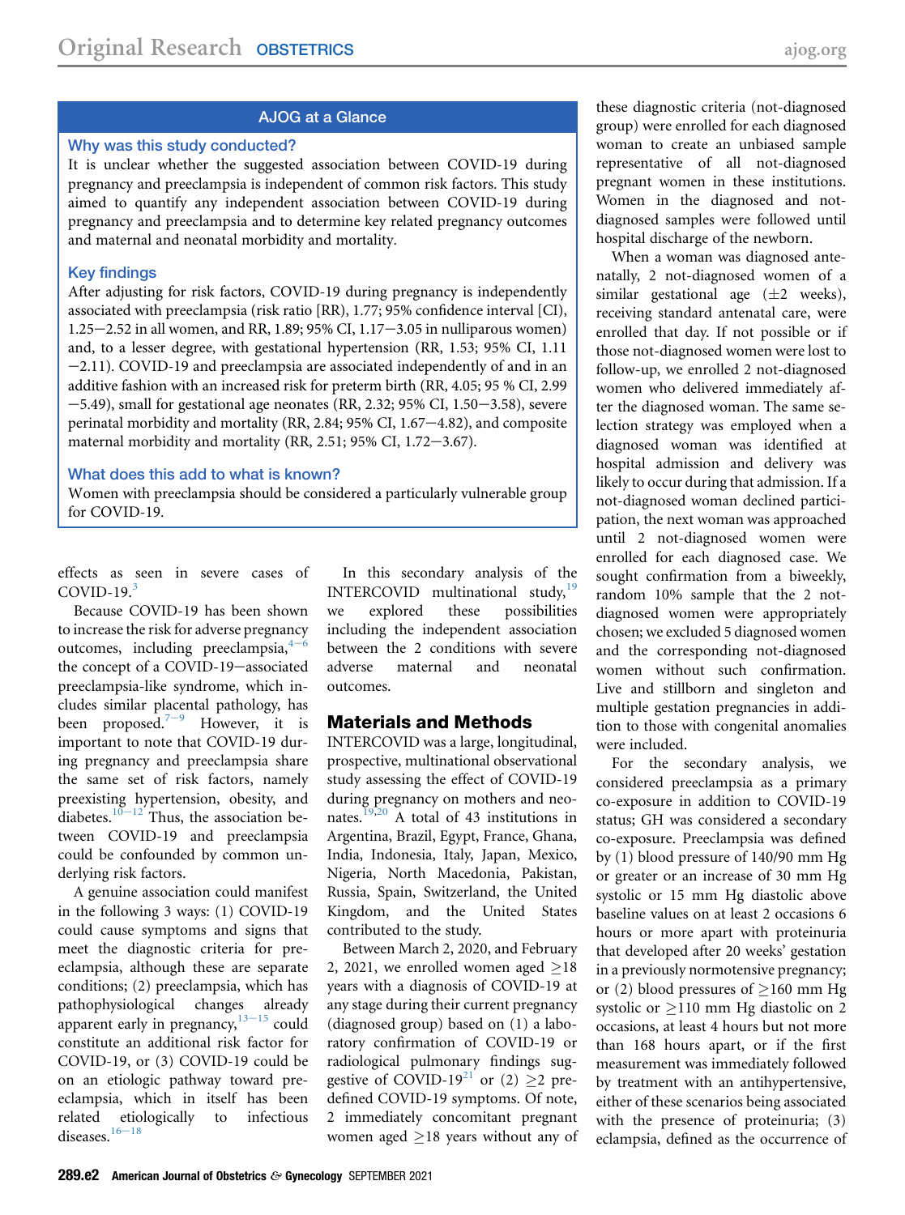## AJOG at a Glance

**Why was this study conducted?**

It is unclear whether the suggested association between COVID-19 during pregnancy and preeclampsia is independent of common risk factors. This study aimed to quantify any independent association between COVID-19 during pregnancy and preeclampsia and to determine key related pregnancy outcomes and maternal and neonatal morbidity and mortality.

**Key findings**

After adjusting for risk factors, COVID-19 during pregnancy is independently associated with preeclampsia (risk ratio [RR], 1.77; 95% confidence interval [CI], 1.25−2.52 in all women, and RR, 1.89; 95% CI, 1.17−3.05 in nulliparous women) and, to a lesser degree, with gestational hypertension (RR, 1.53; 95% CI, 1.11−2.11). COVID-19 and preeclampsia are associated independently of and in an additive fashion with an increased risk for preterm birth (RR, 4.05; 95 % CI, 2.99−5.49), small for gestational age neonates (RR, 2.32; 95% CI, 1.50−3.58), severe perinatal morbidity and mortality (RR, 2.84; 95% CI, 1.67−4.82), and composite maternal morbidity and mortality (RR, 2.51; 95% CI, 1.72−3.67).

**What does this add to what is known?**

Women with preeclampsia should be considered a particularly vulnerable group for COVID-19.

effects as seen in severe cases of COVID-19.[3]

Because COVID-19 has been shown to increase the risk for adverse pregnancy outcomes, including preeclampsia,[4−6] the concept of a COVID-19−associated preeclampsia-like syndrome, which includes similar placental pathology, has been proposed.[7−9] However, it is important to note that COVID-19 during pregnancy and preeclampsia share the same set of risk factors, namely preexisting hypertension, obesity, and diabetes.[10−12] Thus, the association between COVID-19 and preeclampsia could be confounded by common underlying risk factors.

A genuine association could manifest in the following 3 ways: (1) COVID-19 could cause symptoms and signs that meet the diagnostic criteria for preeclampsia, although these are separate conditions; (2) preeclampsia, which has pathophysiological changes already apparent early in pregnancy,[13−15] could constitute an additional risk factor for COVID-19, or (3) COVID-19 could be on an etiologic pathway toward preeclampsia, which in itself has been related etiologically to infectious diseases.[16−18]

In this secondary analysis of the INTERCOVID multinational study,[19] we explored these possibilities including the independent association between the 2 conditions with severe adverse maternal and neonatal outcomes.

## Materials and Methods

INTERCOVID was a large, longitudinal, prospective, multinational observational study assessing the effect of COVID-19 during pregnancy on mothers and neonates.[19,20] A total of 43 institutions in Argentina, Brazil, Egypt, France, Ghana, India, Indonesia, Italy, Japan, Mexico, Nigeria, North Macedonia, Pakistan, Russia, Spain, Switzerland, the United Kingdom, and the United States contributed to the study.

Between March 2, 2020, and February 2, 2021, we enrolled women aged ≥18 years with a diagnosis of COVID-19 at any stage during their current pregnancy (diagnosed group) based on (1) a laboratory confirmation of COVID-19 or radiological pulmonary findings suggestive of COVID-19[21] or (2) ≥2 predefined COVID-19 symptoms. Of note, 2 immediately concomitant pregnant women aged ≥18 years without any of these diagnostic criteria (not-diagnosed group) were enrolled for each diagnosed woman to create an unbiased sample representative of all not-diagnosed pregnant women in these institutions. Women in the diagnosed and not-diagnosed samples were followed until hospital discharge of the newborn.

When a woman was diagnosed antenatally, 2 not-diagnosed women of a similar gestational age (±2 weeks), receiving standard antenatal care, were enrolled that day. If not possible or if those not-diagnosed women were lost to follow-up, we enrolled 2 not-diagnosed women who delivered immediately after the diagnosed woman. The same selection strategy was employed when a diagnosed woman was identified at hospital admission and delivery was likely to occur during that admission. If a not-diagnosed woman declined participation, the next woman was approached until 2 not-diagnosed women were enrolled for each diagnosed case. We sought confirmation from a biweekly, random 10% sample that the 2 not-diagnosed women were appropriately chosen; we excluded 5 diagnosed women and the corresponding not-diagnosed women without such confirmation. Live and stillborn and singleton and multiple gestation pregnancies in addition to those with congenital anomalies were included.

For the secondary analysis, we considered preeclampsia as a primary co-exposure in addition to COVID-19 status; GH was considered a secondary co-exposure. Preeclampsia was defined by (1) blood pressure of 140/90 mm Hg or greater or an increase of 30 mm Hg systolic or 15 mm Hg diastolic above baseline values on at least 2 occasions 6 hours or more apart with proteinuria that developed after 20 weeks' gestation in a previously normotensive pregnancy; or (2) blood pressures of ≥160 mm Hg systolic or ≥110 mm Hg diastolic on 2 occasions, at least 4 hours but not more than 168 hours apart, or if the first measurement was immediately followed by treatment with an antihypertensive, either of these scenarios being associated with the presence of proteinuria; (3) eclampsia, defined as the occurrence of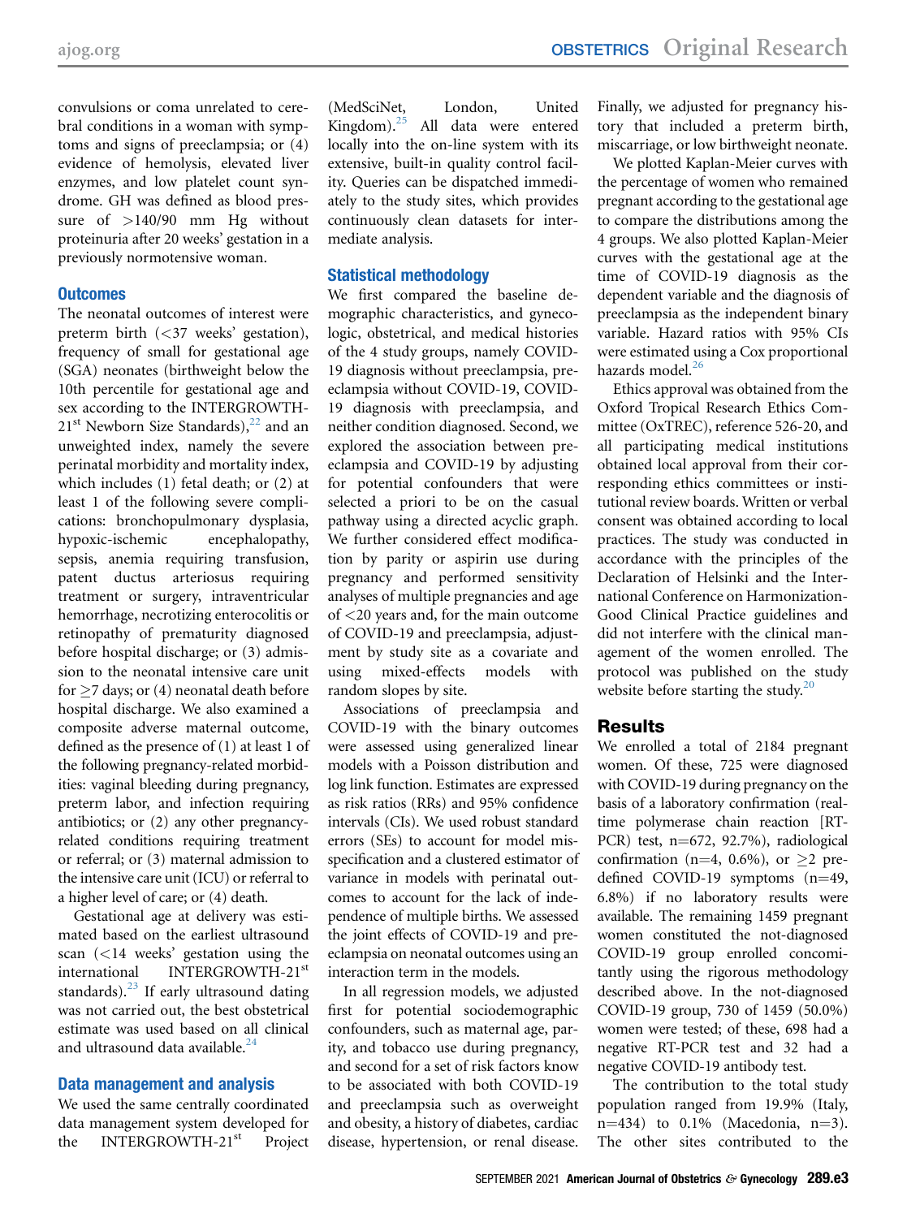convulsions or coma unrelated to cerebral conditions in a woman with symptoms and signs of preeclampsia; or (4) evidence of hemolysis, elevated liver enzymes, and low platelet count syndrome. GH was defined as blood pressure of >140/90 mm Hg without proteinuria after 20 weeks' gestation in a previously normotensive woman.

### Outcomes

The neonatal outcomes of interest were preterm birth (<37 weeks' gestation), frequency of small for gestational age (SGA) neonates (birthweight below the 10th percentile for gestational age and sex according to the INTERGROWTH-21st Newborn Size Standards),[22] and an unweighted index, namely the severe perinatal morbidity and mortality index, which includes (1) fetal death; or (2) at least 1 of the following severe complications: bronchopulmonary dysplasia, hypoxic-ischemic encephalopathy, sepsis, anemia requiring transfusion, patent ductus arteriosus requiring treatment or surgery, intraventricular hemorrhage, necrotizing enterocolitis or retinopathy of prematurity diagnosed before hospital discharge; or (3) admission to the neonatal intensive care unit for ≥7 days; or (4) neonatal death before hospital discharge. We also examined a composite adverse maternal outcome, defined as the presence of (1) at least 1 of the following pregnancy-related morbidities: vaginal bleeding during pregnancy, preterm labor, and infection requiring antibiotics; or (2) any other pregnancy-related conditions requiring treatment or referral; or (3) maternal admission to the intensive care unit (ICU) or referral to a higher level of care; or (4) death.

Gestational age at delivery was estimated based on the earliest ultrasound scan (<14 weeks' gestation using the international INTERGROWTH-21st standards).[23] If early ultrasound dating was not carried out, the best obstetrical estimate was used based on all clinical and ultrasound data available.[24]

### Data management and analysis

We used the same centrally coordinated data management system developed for the INTERGROWTH-21st Project (MedSciNet, London, United Kingdom).[25] All data were entered locally into the on-line system with its extensive, built-in quality control facility. Queries can be dispatched immediately to the study sites, which provides continuously clean datasets for intermediate analysis.

### Statistical methodology

We first compared the baseline demographic characteristics, and gynecologic, obstetrical, and medical histories of the 4 study groups, namely COVID-19 diagnosis without preeclampsia, preeclampsia without COVID-19, COVID-19 diagnosis with preeclampsia, and neither condition diagnosed. Second, we explored the association between preeclampsia and COVID-19 by adjusting for potential confounders that were selected a priori to be on the casual pathway using a directed acyclic graph. We further considered effect modification by parity or aspirin use during pregnancy and performed sensitivity analyses of multiple pregnancies and age of <20 years and, for the main outcome of COVID-19 and preeclampsia, adjustment by study site as a covariate and using mixed-effects models with random slopes by site.

Associations of preeclampsia and COVID-19 with the binary outcomes were assessed using generalized linear models with a Poisson distribution and log link function. Estimates are expressed as risk ratios (RRs) and 95% confidence intervals (CIs). We used robust standard errors (SEs) to account for model misspecification and a clustered estimator of variance in models with perinatal outcomes to account for the lack of independence of multiple births. We assessed the joint effects of COVID-19 and preeclampsia on neonatal outcomes using an interaction term in the models.

In all regression models, we adjusted first for potential sociodemographic confounders, such as maternal age, parity, and tobacco use during pregnancy, and second for a set of risk factors know to be associated with both COVID-19 and preeclampsia such as overweight and obesity, a history of diabetes, cardiac disease, hypertension, or renal disease. Finally, we adjusted for pregnancy history that included a preterm birth, miscarriage, or low birthweight neonate.

We plotted Kaplan-Meier curves with the percentage of women who remained pregnant according to the gestational age to compare the distributions among the 4 groups. We also plotted Kaplan-Meier curves with the gestational age at the time of COVID-19 diagnosis as the dependent variable and the diagnosis of preeclampsia as the independent binary variable. Hazard ratios with 95% CIs were estimated using a Cox proportional hazards model.[26]

Ethics approval was obtained from the Oxford Tropical Research Ethics Committee (OxTREC), reference 526-20, and all participating medical institutions obtained local approval from their corresponding ethics committees or institutional review boards. Written or verbal consent was obtained according to local practices. The study was conducted in accordance with the principles of the Declaration of Helsinki and the International Conference on Harmonization-Good Clinical Practice guidelines and did not interfere with the clinical management of the women enrolled. The protocol was published on the study website before starting the study.[20]

## Results

We enrolled a total of 2184 pregnant women. Of these, 725 were diagnosed with COVID-19 during pregnancy on the basis of a laboratory confirmation (real-time polymerase chain reaction [RT-PCR] test, n=672, 92.7%), radiological confirmation (n=4, 0.6%), or ≥2 predefined COVID-19 symptoms (n=49, 6.8%) if no laboratory results were available. The remaining 1459 pregnant women constituted the not-diagnosed COVID-19 group enrolled concomitantly using the rigorous methodology described above. In the not-diagnosed COVID-19 group, 730 of 1459 (50.0%) women were tested; of these, 698 had a negative RT-PCR test and 32 had a negative COVID-19 antibody test.

The contribution to the total study population ranged from 19.9% (Italy, n=434) to 0.1% (Macedonia, n=3). The other sites contributed to the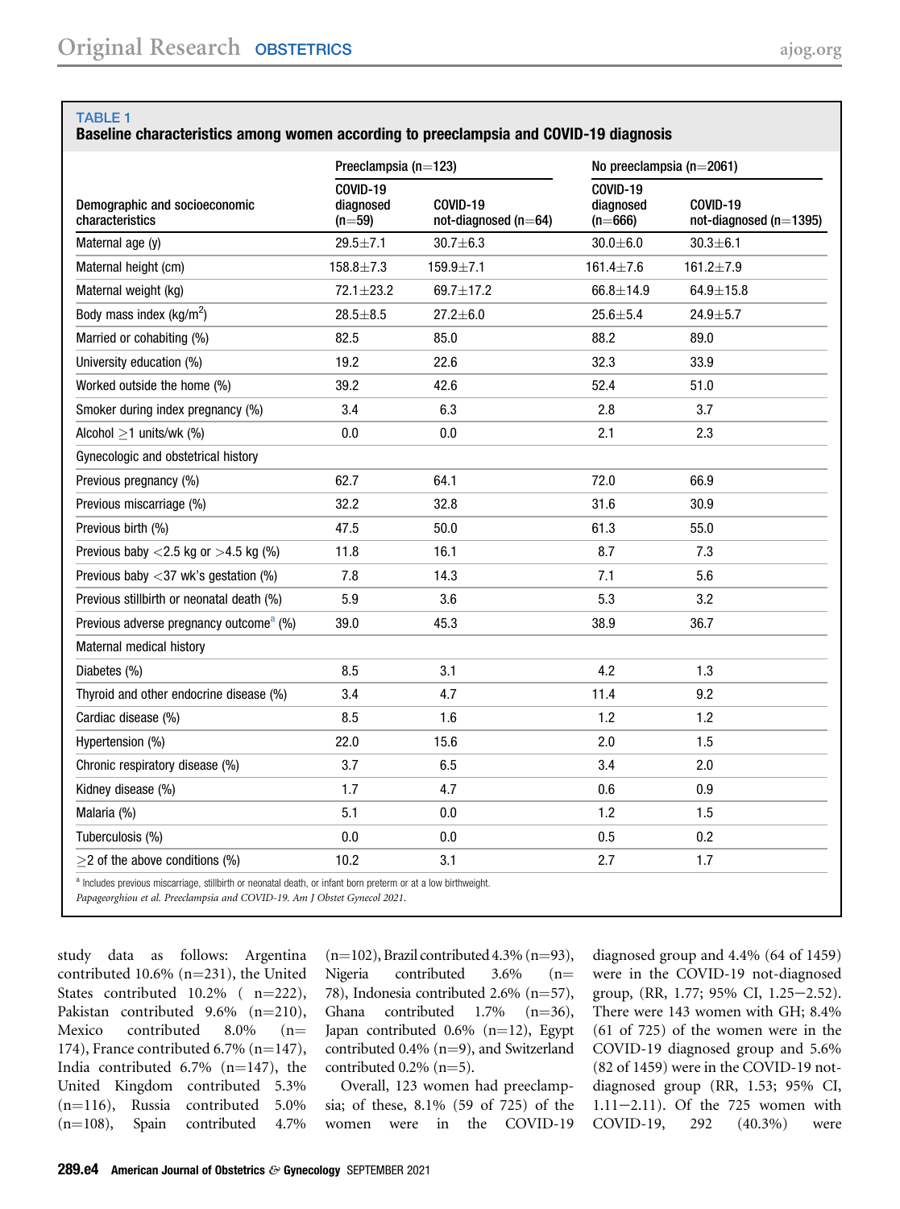**TABLE 1**
**Baseline characteristics among women according to preeclampsia and COVID-19 diagnosis**

| | Preeclampsia (n=123) | | No preeclampsia (n=2061) | |
|---|---|---|---|---|
| Demographic and socioeconomic characteristics | COVID-19 diagnosed (n=59) | COVID-19 not-diagnosed (n=64) | COVID-19 diagnosed (n=666) | COVID-19 not-diagnosed (n=1395) |
| Maternal age (y) | 29.5±7.1 | 30.7±6.3 | 30.0±6.0 | 30.3±6.1 |
| Maternal height (cm) | 158.8±7.3 | 159.9±7.1 | 161.4±7.6 | 161.2±7.9 |
| Maternal weight (kg) | 72.1±23.2 | 69.7±17.2 | 66.8±14.9 | 64.9±15.8 |
| Body mass index (kg/m$^2$) | 28.5±8.5 | 27.2±6.0 | 25.6±5.4 | 24.9±5.7 |
| Married or cohabiting (%) | 82.5 | 85.0 | 88.2 | 89.0 |
| University education (%) | 19.2 | 22.6 | 32.3 | 33.9 |
| Worked outside the home (%) | 39.2 | 42.6 | 52.4 | 51.0 |
| Smoker during index pregnancy (%) | 3.4 | 6.3 | 2.8 | 3.7 |
| Alcohol ≥1 units/wk (%) | 0.0 | 0.0 | 2.1 | 2.3 |
| Gynecologic and obstetrical history | | | | |
| Previous pregnancy (%) | 62.7 | 64.1 | 72.0 | 66.9 |
| Previous miscarriage (%) | 32.2 | 32.8 | 31.6 | 30.9 |
| Previous birth (%) | 47.5 | 50.0 | 61.3 | 55.0 |
| Previous baby <2.5 kg or >4.5 kg (%) | 11.8 | 16.1 | 8.7 | 7.3 |
| Previous baby <37 wk's gestation (%) | 7.8 | 14.3 | 7.1 | 5.6 |
| Previous stillbirth or neonatal death (%) | 5.9 | 3.6 | 5.3 | 3.2 |
| Previous adverse pregnancy outcome[a] (%) | 39.0 | 45.3 | 38.9 | 36.7 |
| Maternal medical history | | | | |
| Diabetes (%) | 8.5 | 3.1 | 4.2 | 1.3 |
| Thyroid and other endocrine disease (%) | 3.4 | 4.7 | 11.4 | 9.2 |
| Cardiac disease (%) | 8.5 | 1.6 | 1.2 | 1.2 |
| Hypertension (%) | 22.0 | 15.6 | 2.0 | 1.5 |
| Chronic respiratory disease (%) | 3.7 | 6.5 | 3.4 | 2.0 |
| Kidney disease (%) | 1.7 | 4.7 | 0.6 | 0.9 |
| Malaria (%) | 5.1 | 0.0 | 1.2 | 1.5 |
| Tuberculosis (%) | 0.0 | 0.0 | 0.5 | 0.2 |
| ≥2 of the above conditions (%) | 10.2 | 3.1 | 2.7 | 1.7 |

[a] Includes previous miscarriage, stillbirth or neonatal death, or infant born preterm or at a low birthweight.

*Papageorghiou et al. Preeclampsia and COVID-19. Am J Obstet Gynecol 2021.*

study data as follows: Argentina contributed 10.6% (n=231), the United States contributed 10.2% ( n=222), Pakistan contributed 9.6% (n=210), Mexico contributed 8.0% (n= 174), France contributed 6.7% (n=147), India contributed 6.7% (n=147), the United Kingdom contributed 5.3% (n=116), Russia contributed 5.0% (n=108), Spain contributed 4.7% (n=102), Brazil contributed 4.3% (n=93), Nigeria contributed 3.6% (n= 78), Indonesia contributed 2.6% (n=57), Ghana contributed 1.7% (n=36), Japan contributed 0.6% (n=12), Egypt contributed 0.4% (n=9), and Switzerland contributed 0.2% (n=5).

Overall, 123 women had preeclampsia; of these, 8.1% (59 of 725) of the women were in the COVID-19 diagnosed group and 4.4% (64 of 1459) were in the COVID-19 not-diagnosed group, (RR, 1.77; 95% CI, 1.25–2.52). There were 143 women with GH; 8.4% (61 of 725) of the women were in the COVID-19 diagnosed group and 5.6% (82 of 1459) were in the COVID-19 not-diagnosed group (RR, 1.53; 95% CI, 1.11–2.11). Of the 725 women with COVID-19, 292 (40.3%) were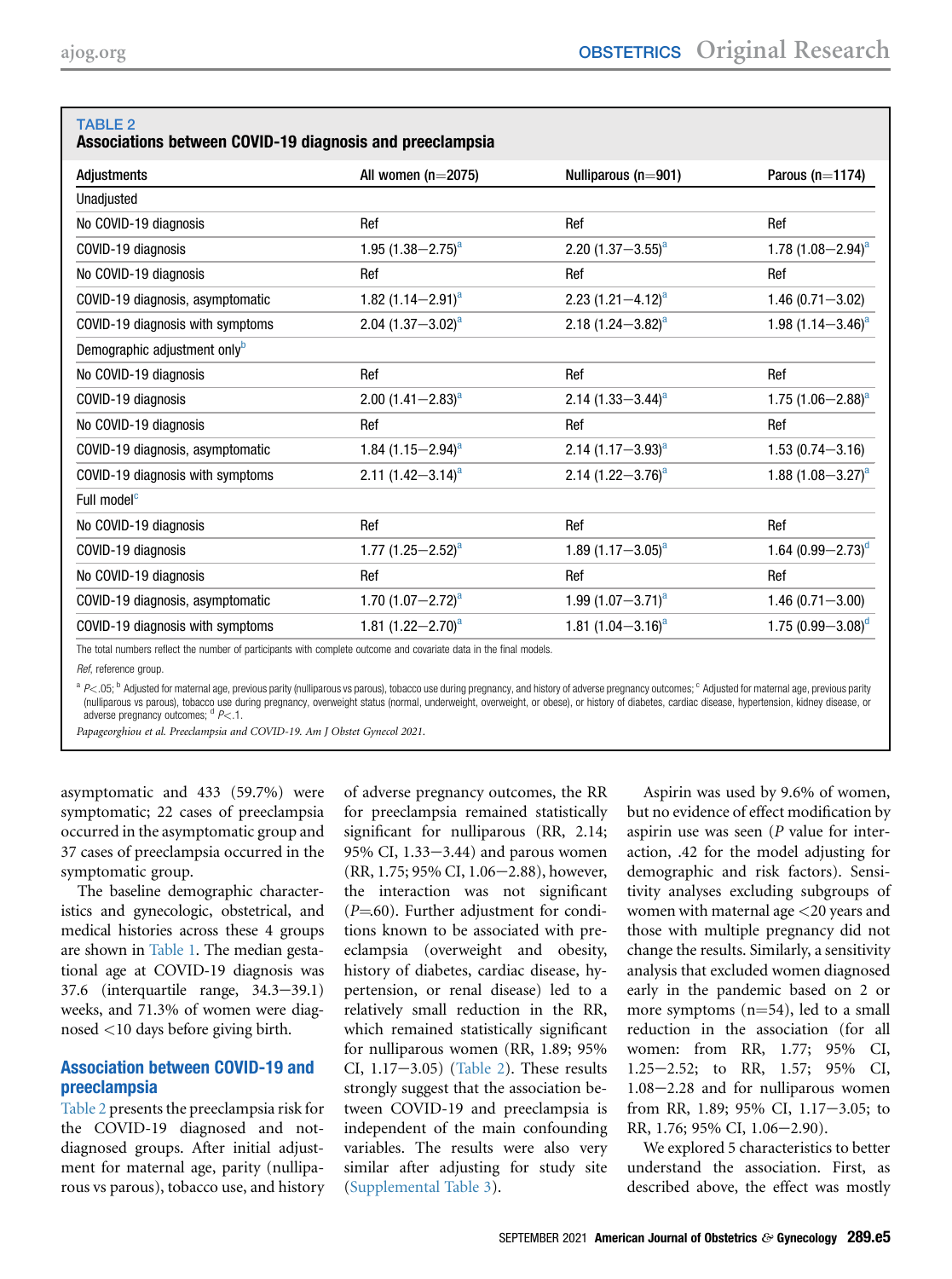**TABLE 2**
**Associations between COVID-19 diagnosis and preeclampsia**

| Adjustments | All women (n=2075) | Nulliparous (n=901) | Parous (n=1174) |
|---|---|---|---|
| Unadjusted | | | |
| No COVID-19 diagnosis | Ref | Ref | Ref |
| COVID-19 diagnosis | 1.95 (1.38–2.75)[a] | 2.20 (1.37–3.55)[a] | 1.78 (1.08–2.94)[a] |
| No COVID-19 diagnosis | Ref | Ref | Ref |
| COVID-19 diagnosis, asymptomatic | 1.82 (1.14–2.91)[a] | 2.23 (1.21–4.12)[a] | 1.46 (0.71–3.02) |
| COVID-19 diagnosis with symptoms | 2.04 (1.37–3.02)[a] | 2.18 (1.24–3.82)[a] | 1.98 (1.14–3.46)[a] |
| Demographic adjustment only[b] | | | |
| No COVID-19 diagnosis | Ref | Ref | Ref |
| COVID-19 diagnosis | 2.00 (1.41–2.83)[a] | 2.14 (1.33–3.44)[a] | 1.75 (1.06–2.88)[a] |
| No COVID-19 diagnosis | Ref | Ref | Ref |
| COVID-19 diagnosis, asymptomatic | 1.84 (1.15–2.94)[a] | 2.14 (1.17–3.93)[a] | 1.53 (0.74–3.16) |
| COVID-19 diagnosis with symptoms | 2.11 (1.42–3.14)[a] | 2.14 (1.22–3.76)[a] | 1.88 (1.08–3.27)[a] |
| Full model[c] | | | |
| No COVID-19 diagnosis | Ref | Ref | Ref |
| COVID-19 diagnosis | 1.77 (1.25–2.52)[a] | 1.89 (1.17–3.05)[a] | 1.64 (0.99–2.73)[d] |
| No COVID-19 diagnosis | Ref | Ref | Ref |
| COVID-19 diagnosis, asymptomatic | 1.70 (1.07–2.72)[a] | 1.99 (1.07–3.71)[a] | 1.46 (0.71–3.00) |
| COVID-19 diagnosis with symptoms | 1.81 (1.22–2.70)[a] | 1.81 (1.04–3.16)[a] | 1.75 (0.99–3.08)[d] |

The total numbers reflect the number of participants with complete outcome and covariate data in the final models.

*Ref*, reference group.

[a] $P<.05$; [b] Adjusted for maternal age, previous parity (nulliparous vs parous), tobacco use during pregnancy, and history of adverse pregnancy outcomes; [c] Adjusted for maternal age, previous parity (nulliparous vs parous), tobacco use during pregnancy, overweight status (normal, underweight, overweight, or obese), or history of diabetes, cardiac disease, hypertension, kidney disease, or adverse pregnancy outcomes; [d] $P<.1$.

*Papageorghiou et al. Preeclampsia and COVID-19. Am J Obstet Gynecol 2021.*

asymptomatic and 433 (59.7%) were symptomatic; 22 cases of preeclampsia occurred in the asymptomatic group and 37 cases of preeclampsia occurred in the symptomatic group.

The baseline demographic characteristics and gynecologic, obstetrical, and medical histories across these 4 groups are shown in Table 1. The median gestational age at COVID-19 diagnosis was 37.6 (interquartile range, 34.3–39.1) weeks, and 71.3% of women were diagnosed <10 days before giving birth.

### Association between COVID-19 and preeclampsia

Table 2 presents the preeclampsia risk for the COVID-19 diagnosed and not-diagnosed groups. After initial adjustment for maternal age, parity (nulliparous vs parous), tobacco use, and history of adverse pregnancy outcomes, the RR for preeclampsia remained statistically significant for nulliparous (RR, 2.14; 95% CI, 1.33–3.44) and parous women (RR, 1.75; 95% CI, 1.06–2.88), however, the interaction was not significant ($P$=.60). Further adjustment for conditions known to be associated with preeclampsia (overweight and obesity, history of diabetes, cardiac disease, hypertension, or renal disease) led to a relatively small reduction in the RR, which remained statistically significant for nulliparous women (RR, 1.89; 95% CI, 1.17–3.05) (Table 2). These results strongly suggest that the association between COVID-19 and preeclampsia is independent of the main confounding variables. The results were also very similar after adjusting for study site (Supplemental Table 3).

Aspirin was used by 9.6% of women, but no evidence of effect modification by aspirin use was seen ($P$ value for interaction, .42 for the model adjusting for demographic and risk factors). Sensitivity analyses excluding subgroups of women with maternal age <20 years and those with multiple pregnancy did not change the results. Similarly, a sensitivity analysis that excluded women diagnosed early in the pandemic based on 2 or more symptoms (n=54), led to a small reduction in the association (for all women: from RR, 1.77; 95% CI, 1.25–2.52; to RR, 1.57; 95% CI, 1.08–2.28 and for nulliparous women from RR, 1.89; 95% CI, 1.17–3.05; to RR, 1.76; 95% CI, 1.06–2.90).

We explored 5 characteristics to better understand the association. First, as described above, the effect was mostly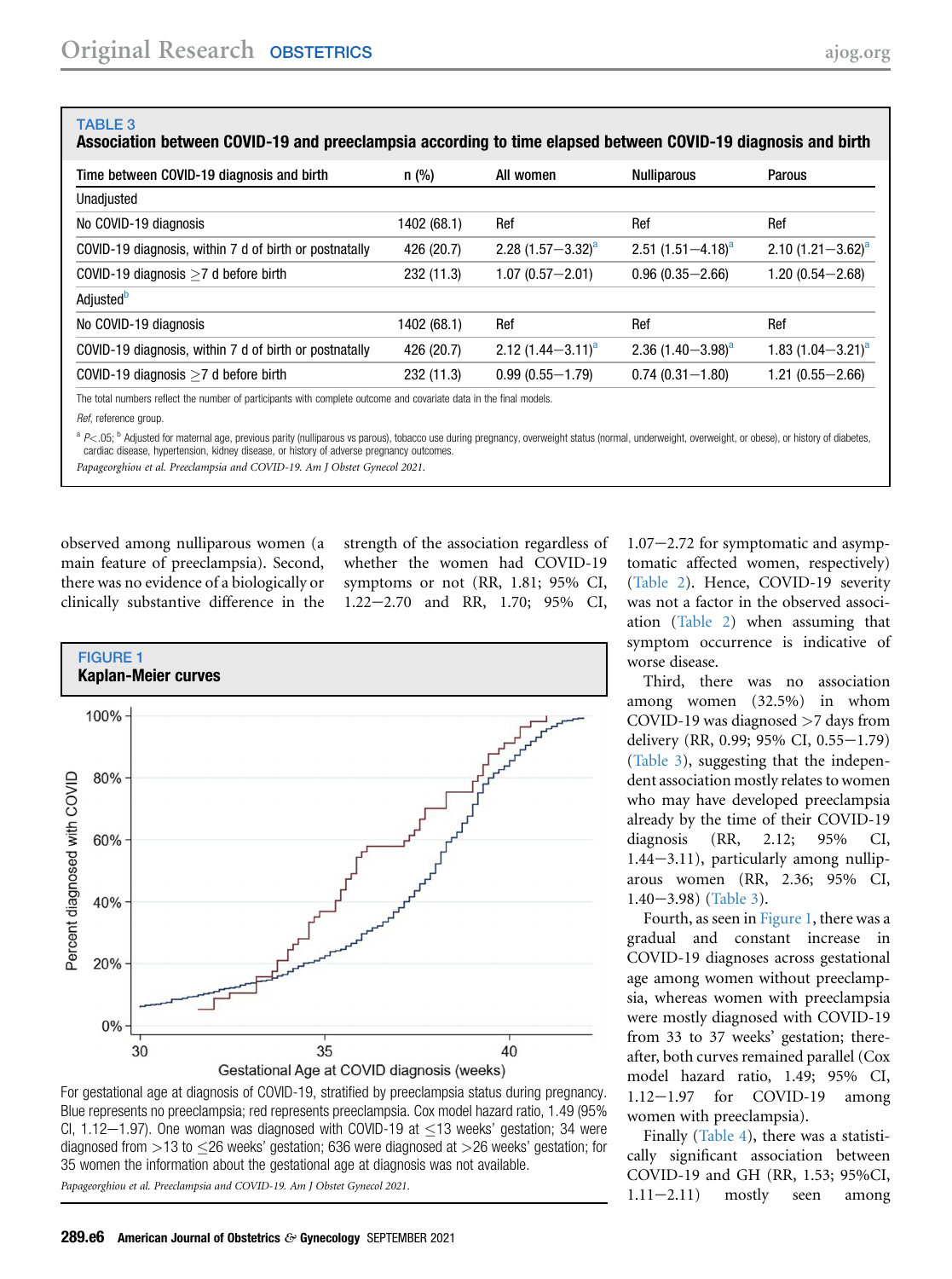**TABLE 3**

**Association between COVID-19 and preeclampsia according to time elapsed between COVID-19 diagnosis and birth**

| Time between COVID-19 diagnosis and birth | n (%) | All women | Nulliparous | Parous |
|---|---|---|---|---|
| Unadjusted | | | | |
| No COVID-19 diagnosis | 1402 (68.1) | Ref | Ref | Ref |
| COVID-19 diagnosis, within 7 d of birth or postnatally | 426 (20.7) | 2.28 (1.57−3.32)[a] | 2.51 (1.51−4.18)[a] | 2.10 (1.21−3.62)[a] |
| COVID-19 diagnosis ≥7 d before birth | 232 (11.3) | 1.07 (0.57−2.01) | 0.96 (0.35−2.66) | 1.20 (0.54−2.68) |
| Adjusted[b] | | | | |
| No COVID-19 diagnosis | 1402 (68.1) | Ref | Ref | Ref |
| COVID-19 diagnosis, within 7 d of birth or postnatally | 426 (20.7) | 2.12 (1.44−3.11)[a] | 2.36 (1.40−3.98)[a] | 1.83 (1.04−3.21)[a] |
| COVID-19 diagnosis ≥7 d before birth | 232 (11.3) | 0.99 (0.55−1.79) | 0.74 (0.31−1.80) | 1.21 (0.55−2.66) |

The total numbers reflect the number of participants with complete outcome and covariate data in the final models.

*Ref*, reference group.

[a] $P<.05$; [b] Adjusted for maternal age, previous parity (nulliparous vs parous), tobacco use during pregnancy, overweight status (normal, underweight, overweight, or obese), or history of diabetes, cardiac disease, hypertension, kidney disease, or history of adverse pregnancy outcomes.

*Papageorghiou et al. Preeclampsia and COVID-19. Am J Obstet Gynecol 2021.*

observed among nulliparous women (a main feature of preeclampsia). Second, there was no evidence of a biologically or clinically substantive difference in the strength of the association regardless of whether the women had COVID-19 symptoms or not (RR, 1.81; 95% CI, 1.22−2.70 and RR, 1.70; 95% CI, 1.07−2.72 for symptomatic and asymptomatic affected women, respectively) (Table 2). Hence, COVID-19 severity was not a factor in the observed association (Table 2) when assuming that symptom occurrence is indicative of worse disease.

Third, there was no association among women (32.5%) in whom COVID-19 was diagnosed >7 days from delivery (RR, 0.99; 95% CI, 0.55−1.79) (Table 3), suggesting that the independent association mostly relates to women who may have developed preeclampsia already by the time of their COVID-19 diagnosis (RR, 2.12; 95% CI, 1.44−3.11), particularly among nulliparous women (RR, 2.36; 95% CI, 1.40−3.98) (Table 3).

Fourth, as seen in Figure 1, there was a gradual and constant increase in COVID-19 diagnoses across gestational age among women without preeclampsia, whereas women with preeclampsia were mostly diagnosed with COVID-19 from 33 to 37 weeks' gestation; thereafter, both curves remained parallel (Cox model hazard ratio, 1.49; 95% CI, 1.12−1.97 for COVID-19 among women with preeclampsia).

Finally (Table 4), there was a statistically significant association between COVID-19 and GH (RR, 1.53; 95% CI, 1.11−2.11) mostly seen among

**FIGURE 1**

**Kaplan-Meier curves**

Percent diagnosed with COVID

100%
80%
60%
40%
20%
0%

30
35
40

Gestational Age at COVID diagnosis (weeks)

For gestational age at diagnosis of COVID-19, stratified by preeclampsia status during pregnancy. Blue represents no preeclampsia; red represents preeclampsia. Cox model hazard ratio, 1.49 (95% CI, 1.12−1.97). One woman was diagnosed with COVID-19 at ≤13 weeks' gestation; 34 were diagnosed from >13 to ≤26 weeks' gestation; 636 were diagnosed at >26 weeks' gestation; for 35 women the information about the gestational age at diagnosis was not available.

*Papageorghiou et al. Preeclampsia and COVID-19. Am J Obstet Gynecol 2021.*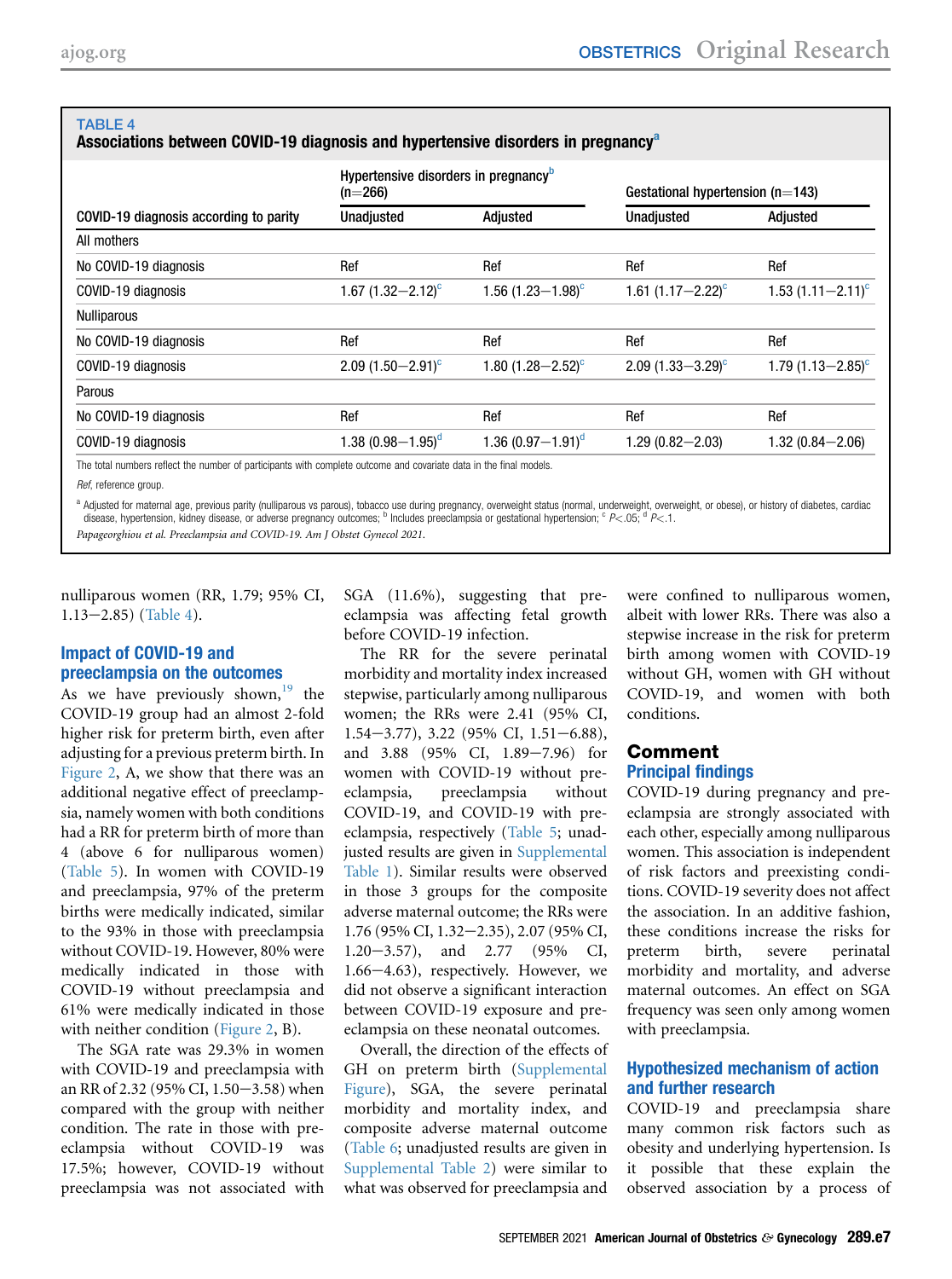**TABLE 4**
**Associations between COVID-19 diagnosis and hypertensive disorders in pregnancy[a]**

| COVID-19 diagnosis according to parity | Hypertensive disorders in pregnancy[b] (n=266) | | Gestational hypertension (n=143) | |
|---|---|---|---|---|
| | Unadjusted | Adjusted | Unadjusted | Adjusted |
| All mothers | | | | |
| No COVID-19 diagnosis | Ref | Ref | Ref | Ref |
| COVID-19 diagnosis | 1.67 (1.32–2.12)[c] | 1.56 (1.23–1.98)[c] | 1.61 (1.17–2.22)[c] | 1.53 (1.11–2.11)[c] |
| Nulliparous | | | | |
| No COVID-19 diagnosis | Ref | Ref | Ref | Ref |
| COVID-19 diagnosis | 2.09 (1.50–2.91)[c] | 1.80 (1.28–2.52)[c] | 2.09 (1.33–3.29)[c] | 1.79 (1.13–2.85)[c] |
| Parous | | | | |
| No COVID-19 diagnosis | Ref | Ref | Ref | Ref |
| COVID-19 diagnosis | 1.38 (0.98–1.95)[d] | 1.36 (0.97–1.91)[d] | 1.29 (0.82–2.03) | 1.32 (0.84–2.06) |

The total numbers reflect the number of participants with complete outcome and covariate data in the final models.

*Ref*, reference group.

[a] Adjusted for maternal age, previous parity (nulliparous vs parous), tobacco use during pregnancy, overweight status (normal, underweight, overweight, or obese), or history of diabetes, cardiac disease, hypertension, kidney disease, or adverse pregnancy outcomes; [b] Includes preeclampsia or gestational hypertension; [c] $P<.05$; [d] $P<.1$.

*Papageorghiou et al. Preeclampsia and COVID-19. Am J Obstet Gynecol 2021.*

nulliparous women (RR, 1.79; 95% CI, 1.13–2.85) (Table 4).

### Impact of COVID-19 and preeclampsia on the outcomes

As we have previously shown,[19] the COVID-19 group had an almost 2-fold higher risk for preterm birth, even after adjusting for a previous preterm birth. In Figure 2, A, we show that there was an additional negative effect of preeclampsia, namely women with both conditions had a RR for preterm birth of more than 4 (above 6 for nulliparous women) (Table 5). In women with COVID-19 and preeclampsia, 97% of the preterm births were medically indicated, similar to the 93% in those with preeclampsia without COVID-19. However, 80% were medically indicated in those with COVID-19 without preeclampsia and 61% were medically indicated in those with neither condition (Figure 2, B).

The SGA rate was 29.3% in women with COVID-19 and preeclampsia with an RR of 2.32 (95% CI, 1.50–3.58) when compared with the group with neither condition. The rate in those with preeclampsia without COVID-19 was 17.5%; however, COVID-19 without preeclampsia was not associated with SGA (11.6%), suggesting that preeclampsia was affecting fetal growth before COVID-19 infection.

The RR for the severe perinatal morbidity and mortality index increased stepwise, particularly among nulliparous women; the RRs were 2.41 (95% CI, 1.54–3.77), 3.22 (95% CI, 1.51–6.88), and 3.88 (95% CI, 1.89–7.96) for women with COVID-19 without preeclampsia, preeclampsia without COVID-19, and COVID-19 with preeclampsia, respectively (Table 5; unadjusted results are given in Supplemental Table 1). Similar results were observed in those 3 groups for the composite adverse maternal outcome; the RRs were 1.76 (95% CI, 1.32–2.35), 2.07 (95% CI, 1.20–3.57), and 2.77 (95% CI, 1.66–4.63), respectively. However, we did not observe a significant interaction between COVID-19 exposure and preeclampsia on these neonatal outcomes.

Overall, the direction of the effects of GH on preterm birth (Supplemental Figure), SGA, the severe perinatal morbidity and mortality index, and composite adverse maternal outcome (Table 6; unadjusted results are given in Supplemental Table 2) were similar to what was observed for preeclampsia and were confined to nulliparous women, albeit with lower RRs. There was also a stepwise increase in the risk for preterm birth among women with COVID-19 without GH, women with GH without COVID-19, and women with both conditions.

## Comment

### Principal findings

COVID-19 during pregnancy and preeclampsia are strongly associated with each other, especially among nulliparous women. This association is independent of risk factors and preexisting conditions. COVID-19 severity does not affect the association. In an additive fashion, these conditions increase the risks for preterm birth, severe perinatal morbidity and mortality, and adverse maternal outcomes. An effect on SGA frequency was seen only among women with preeclampsia.

### Hypothesized mechanism of action and further research

COVID-19 and preeclampsia share many common risk factors such as obesity and underlying hypertension. Is it possible that these explain the observed association by a process of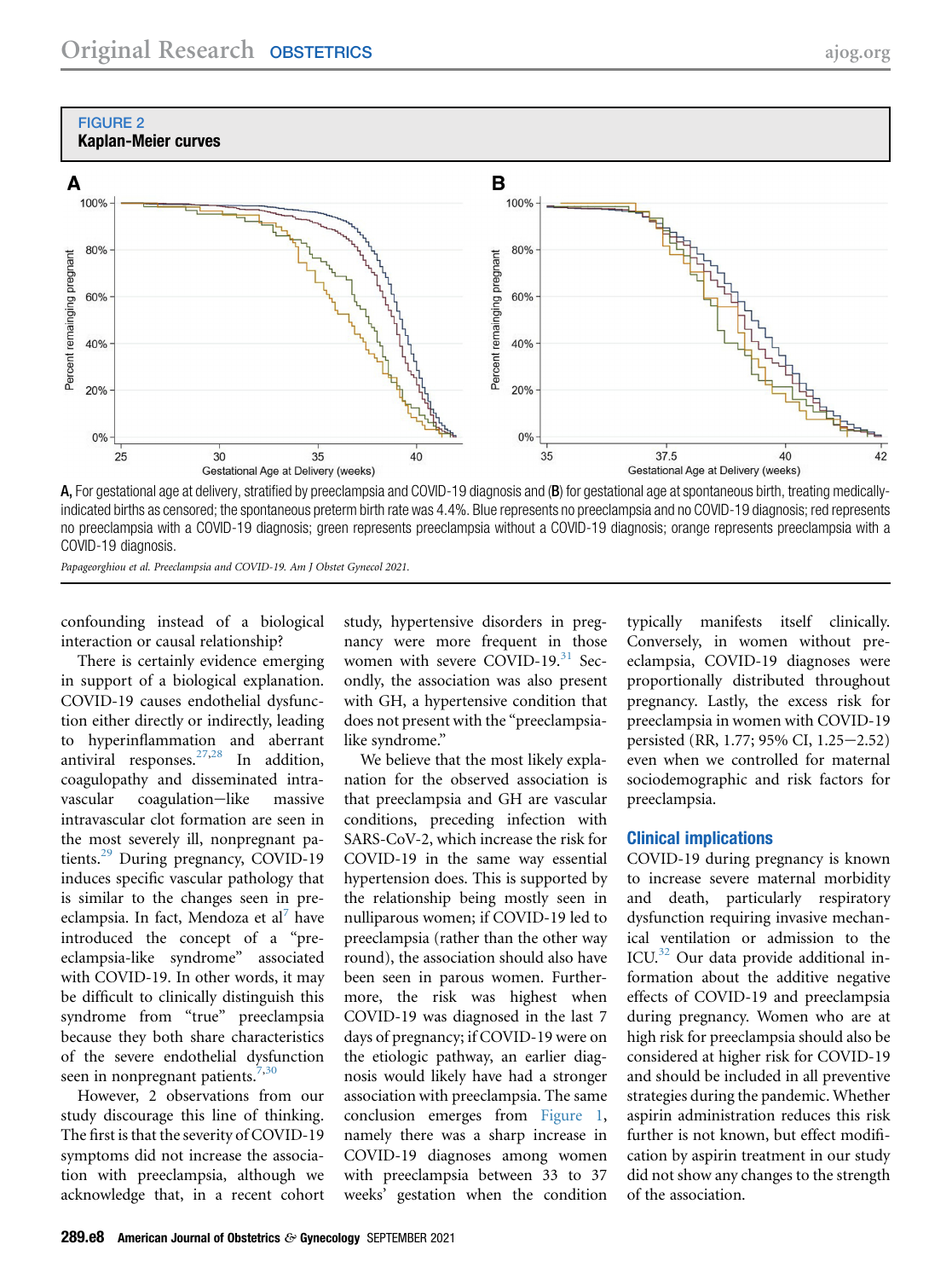FIGURE 2
**Kaplan-Meier curves**

A

Percent remainging pregnant

100%
80%
60%
40%
20%
0%

25
30
35
40

Gestational Age at Delivery (weeks)

B

Percent remainging pregnant

100%
80%
60%
40%
20%
0%

35
37.5
40
42

Gestational Age at Delivery (weeks)

**A,** For gestational age at delivery, stratified by preeclampsia and COVID-19 diagnosis and (**B**) for gestational age at spontaneous birth, treating medically-indicated births as censored; the spontaneous preterm birth rate was 4.4%. Blue represents no preeclampsia and no COVID-19 diagnosis; red represents no preeclampsia with a COVID-19 diagnosis; green represents preeclampsia without a COVID-19 diagnosis; orange represents preeclampsia with a COVID-19 diagnosis.

*Papageorghiou et al. Preeclampsia and COVID-19. Am J Obstet Gynecol 2021.*

confounding instead of a biological interaction or causal relationship?

There is certainly evidence emerging in support of a biological explanation. COVID-19 causes endothelial dysfunction either directly or indirectly, leading to hyperinflammation and aberrant antiviral responses.[27,28] In addition, coagulopathy and disseminated intravascular coagulation−like massive intravascular clot formation are seen in the most severely ill, nonpregnant patients.[29] During pregnancy, COVID-19 induces specific vascular pathology that is similar to the changes seen in preeclampsia. In fact, Mendoza et al[7] have introduced the concept of a "preeclampsia-like syndrome" associated with COVID-19. In other words, it may be difficult to clinically distinguish this syndrome from "true" preeclampsia because they both share characteristics of the severe endothelial dysfunction seen in nonpregnant patients.[7,30]

However, 2 observations from our study discourage this line of thinking. The first is that the severity of COVID-19 symptoms did not increase the association with preeclampsia, although we acknowledge that, in a recent cohort study, hypertensive disorders in pregnancy were more frequent in those women with severe COVID-19.[31] Secondly, the association was also present with GH, a hypertensive condition that does not present with the "preeclampsia-like syndrome."

We believe that the most likely explanation for the observed association is that preeclampsia and GH are vascular conditions, preceding infection with SARS-CoV-2, which increase the risk for COVID-19 in the same way essential hypertension does. This is supported by the relationship being mostly seen in nulliparous women; if COVID-19 led to preeclampsia (rather than the other way round), the association should also have been seen in parous women. Furthermore, the risk was highest when COVID-19 was diagnosed in the last 7 days of pregnancy; if COVID-19 were on the etiologic pathway, an earlier diagnosis would likely have had a stronger association with preeclampsia. The same conclusion emerges from Figure 1, namely there was a sharp increase in COVID-19 diagnoses among women with preeclampsia between 33 to 37 weeks' gestation when the condition typically manifests itself clinically. Conversely, in women without preeclampsia, COVID-19 diagnoses were proportionally distributed throughout pregnancy. Lastly, the excess risk for preeclampsia in women with COVID-19 persisted (RR, 1.77; 95% CI, 1.25−2.52) even when we controlled for maternal sociodemographic and risk factors for preeclampsia.

## Clinical implications

COVID-19 during pregnancy is known to increase severe maternal morbidity and death, particularly respiratory dysfunction requiring invasive mechanical ventilation or admission to the ICU.[32] Our data provide additional information about the additive negative effects of COVID-19 and preeclampsia during pregnancy. Women who are at high risk for preeclampsia should also be considered at higher risk for COVID-19 and should be included in all preventive strategies during the pandemic. Whether aspirin administration reduces this risk further is not known, but effect modification by aspirin treatment in our study did not show any changes to the strength of the association.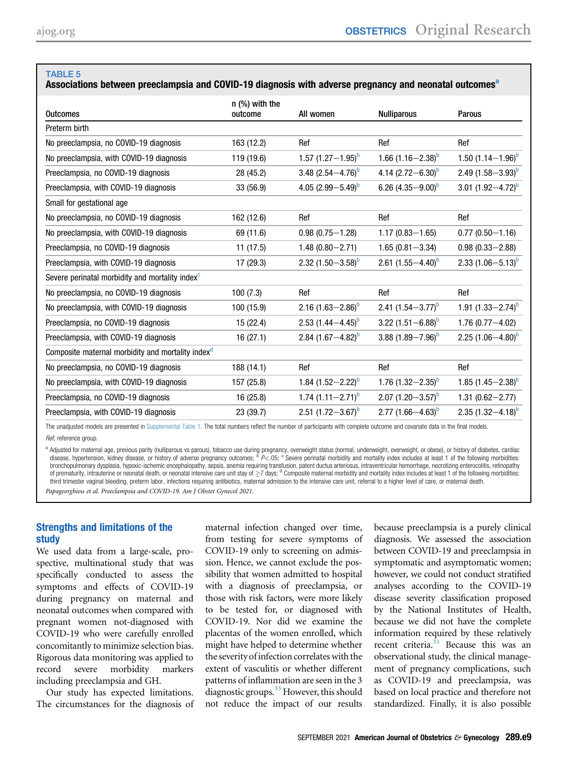**TABLE 5**

**Associations between preeclampsia and COVID-19 diagnosis with adverse pregnancy and neonatal outcomes[a]**

| Outcomes | n (%) with the outcome | All women | Nulliparous | Parous |
|---|---|---|---|---|
| Preterm birth | | | | |
| No preeclampsia, no COVID-19 diagnosis | 163 (12.2) | Ref | Ref | Ref |
| No preeclampsia, with COVID-19 diagnosis | 119 (19.6) | 1.57 (1.27–1.95)[b] | 1.66 (1.16–2.38)[b] | 1.50 (1.14–1.96)[b] |
| Preeclampsia, no COVID-19 diagnosis | 28 (45.2) | 3.48 (2.54–4.76)[b] | 4.14 (2.72–6.30)[b] | 2.49 (1.58–3.93)[b] |
| Preeclampsia, with COVID-19 diagnosis | 33 (56.9) | 4.05 (2.99–5.49)[b] | 6.26 (4.35–9.00)[b] | 3.01 (1.92–4.72)[b] |
| Small for gestational age | | | | |
| No preeclampsia, no COVID-19 diagnosis | 162 (12.6) | Ref | Ref | Ref |
| No preeclampsia, with COVID-19 diagnosis | 69 (11.6) | 0.98 (0.75–1.28) | 1.17 (0.83–1.65) | 0.77 (0.50–1.16) |
| Preeclampsia, no COVID-19 diagnosis | 11 (17.5) | 1.48 (0.80–2.71) | 1.65 (0.81–3.34) | 0.98 (0.33–2.88) |
| Preeclampsia, with COVID-19 diagnosis | 17 (29.3) | 2.32 (1.50–3.58)[b] | 2.61 (1.55–4.40)[b] | 2.33 (1.06–5.13)[b] |
| Severe perinatal morbidity and mortality index[c] | | | | |
| No preeclampsia, no COVID-19 diagnosis | 100 (7.3) | Ref | Ref | Ref |
| No preeclampsia, with COVID-19 diagnosis | 100 (15.9) | 2.16 (1.63–2.86)[b] | 2.41 (1.54–3.77)[b] | 1.91 (1.33–2.74)[b] |
| Preeclampsia, no COVID-19 diagnosis | 15 (22.4) | 2.53 (1.44–4.45)[b] | 3.22 (1.51–6.88)[b] | 1.76 (0.77–4.02) |
| Preeclampsia, with COVID-19 diagnosis | 16 (27.1) | 2.84 (1.67–4.82)[b] | 3.88 (1.89–7.96)[b] | 2.25 (1.06–4.80)[b] |
| Composite maternal morbidity and mortality index[d] | | | | |
| No preeclampsia, no COVID-19 diagnosis | 188 (14.1) | Ref | Ref | Ref |
| No preeclampsia, with COVID-19 diagnosis | 157 (25.8) | 1.84 (1.52–2.22)[b] | 1.76 (1.32–2.35)[b] | 1.85 (1.45–2.38)[b] |
| Preeclampsia, no COVID-19 diagnosis | 16 (25.8) | 1.74 (1.11–2.71)[b] | 2.07 (1.20–3.57)[b] | 1.31 (0.62–2.77) |
| Preeclampsia, with COVID-19 diagnosis | 23 (39.7) | 2.51 (1.72–3.67)[b] | 2.77 (1.66–4.63)[b] | 2.35 (1.32–4.18)[b] |

The unadjusted models are presented in Supplemental Table 1. The total numbers reflect the number of participants with complete outcome and covariate data in the final models.

*Ref*, reference group.

[a] Adjusted for maternal age, previous parity (nulliparous vs parous), tobacco use during pregnancy, overweight status (normal, underweight, overweight, or obese), or history of diabetes, cardiac disease, hypertension, kidney disease, or history of adverse pregnancy outcomes; [b] $P<.05$; [c] Severe perinatal morbidity and mortality index includes at least 1 of the following morbidities: bronchopulmonary dysplasia, hypoxic-ischemic encephalopathy, sepsis, anemia requiring transfusion, patent ductus arteriosus, intraventricular hemorrhage, necrotizing enterocolitis, retinopathy of prematurity, intrauterine or neonatal death, or neonatal intensive care unit stay of $\geq$7 days; [d] Composite maternal morbidity and mortality index includes at least 1 of the following morbidities: third trimester vaginal bleeding, preterm labor, infections requiring antibiotics, maternal admission to the intensive care unit, referral to a higher level of care, or maternal death.

*Papageorghiou et al. Preeclampsia and COVID-19. Am J Obstet Gynecol 2021.*

## Strengths and limitations of the study

We used data from a large-scale, prospective, multinational study that was specifically conducted to assess the symptoms and effects of COVID-19 during pregnancy on maternal and neonatal outcomes when compared with pregnant women not-diagnosed with COVID-19 who were carefully enrolled concomitantly to minimize selection bias. Rigorous data monitoring was applied to record severe morbidity markers including preeclampsia and GH.

Our study has expected limitations. The circumstances for the diagnosis of maternal infection changed over time, from testing for severe symptoms of COVID-19 only to screening on admission. Hence, we cannot exclude the possibility that women admitted to hospital with a diagnosis of preeclampsia, or those with risk factors, were more likely to be tested for, or diagnosed with COVID-19. Nor did we examine the placentas of the women enrolled, which might have helped to determine whether the severity of infection correlates with the extent of vasculitis or whether different patterns of inflammation are seen in the 3 diagnostic groups.[33] However, this should not reduce the impact of our results because preeclampsia is a purely clinical diagnosis. We assessed the association between COVID-19 and preeclampsia in symptomatic and asymptomatic women; however, we could not conduct stratified analyses according to the COVID-19 disease severity classification proposed by the National Institutes of Health, because we did not have the complete information required by these relatively recent criteria.[31] Because this was an observational study, the clinical management of pregnancy complications, such as COVID-19 and preeclampsia, was based on local practice and therefore not standardized. Finally, it is also possible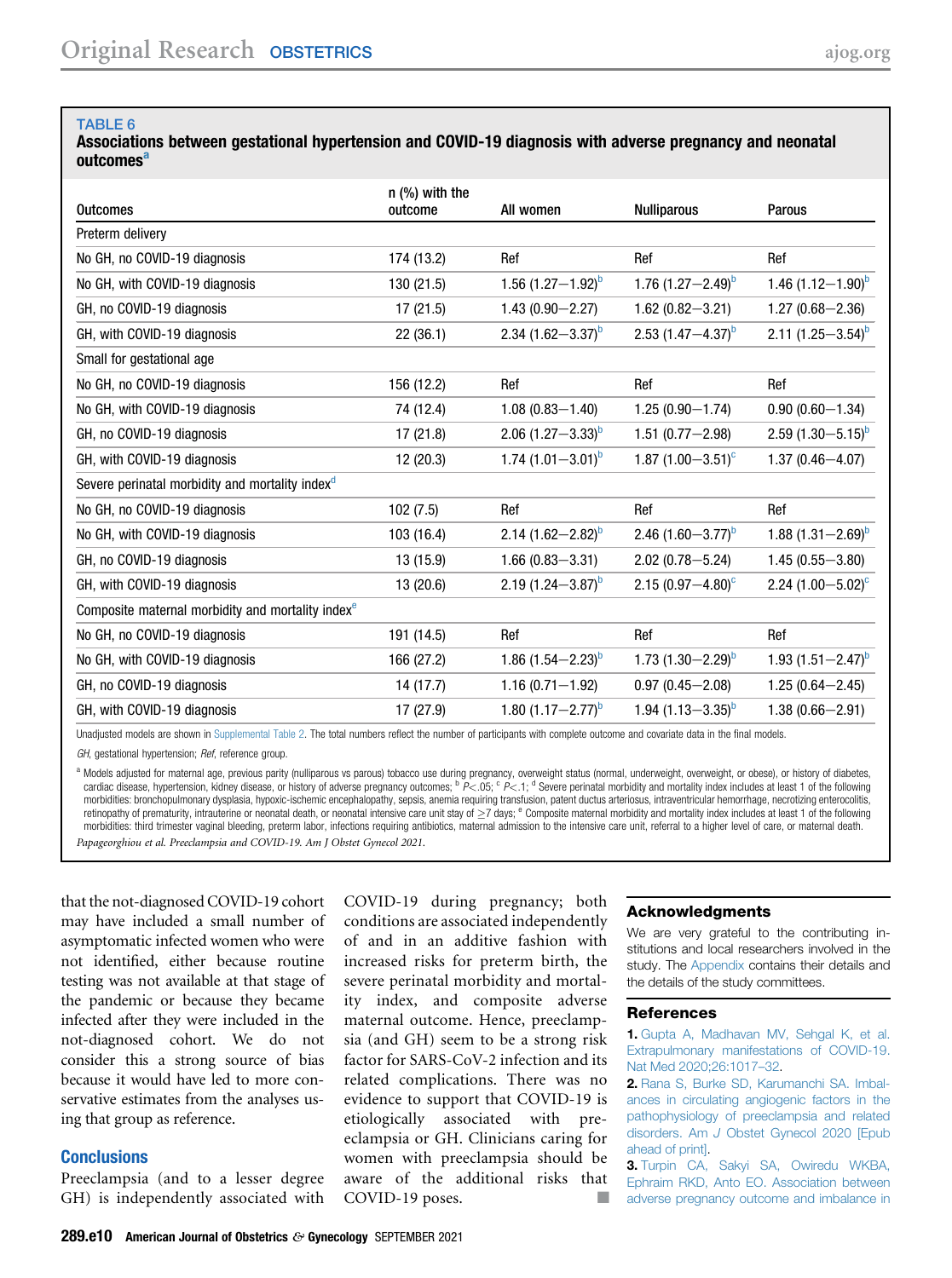**TABLE 6**

**Associations between gestational hypertension and COVID-19 diagnosis with adverse pregnancy and neonatal outcomes[a]**

| Outcomes | n (%) with the outcome | All women | Nulliparous | Parous |
|---|---|---|---|---|
| Preterm delivery | | | | |
| No GH, no COVID-19 diagnosis | 174 (13.2) | Ref | Ref | Ref |
| No GH, with COVID-19 diagnosis | 130 (21.5) | 1.56 (1.27–1.92)[b] | 1.76 (1.27–2.49)[b] | 1.46 (1.12–1.90)[b] |
| GH, no COVID-19 diagnosis | 17 (21.5) | 1.43 (0.90–2.27) | 1.62 (0.82–3.21) | 1.27 (0.68–2.36) |
| GH, with COVID-19 diagnosis | 22 (36.1) | 2.34 (1.62–3.37)[b] | 2.53 (1.47–4.37)[b] | 2.11 (1.25–3.54)[b] |
| Small for gestational age | | | | |
| No GH, no COVID-19 diagnosis | 156 (12.2) | Ref | Ref | Ref |
| No GH, with COVID-19 diagnosis | 74 (12.4) | 1.08 (0.83–1.40) | 1.25 (0.90–1.74) | 0.90 (0.60–1.34) |
| GH, no COVID-19 diagnosis | 17 (21.8) | 2.06 (1.27–3.33)[b] | 1.51 (0.77–2.98) | 2.59 (1.30–5.15)[b] |
| GH, with COVID-19 diagnosis | 12 (20.3) | 1.74 (1.01–3.01)[b] | 1.87 (1.00–3.51)[c] | 1.37 (0.46–4.07) |
| Severe perinatal morbidity and mortality index[d] | | | | |
| No GH, no COVID-19 diagnosis | 102 (7.5) | Ref | Ref | Ref |
| No GH, with COVID-19 diagnosis | 103 (16.4) | 2.14 (1.62–2.82)[b] | 2.46 (1.60–3.77)[b] | 1.88 (1.31–2.69)[b] |
| GH, no COVID-19 diagnosis | 13 (15.9) | 1.66 (0.83–3.31) | 2.02 (0.78–5.24) | 1.45 (0.55–3.80) |
| GH, with COVID-19 diagnosis | 13 (20.6) | 2.19 (1.24–3.87)[b] | 2.15 (0.97–4.80)[c] | 2.24 (1.00–5.02)[c] |
| Composite maternal morbidity and mortality index[e] | | | | |
| No GH, no COVID-19 diagnosis | 191 (14.5) | Ref | Ref | Ref |
| No GH, with COVID-19 diagnosis | 166 (27.2) | 1.86 (1.54–2.23)[b] | 1.73 (1.30–2.29)[b] | 1.93 (1.51–2.47)[b] |
| GH, no COVID-19 diagnosis | 14 (17.7) | 1.16 (0.71–1.92) | 0.97 (0.45–2.08) | 1.25 (0.64–2.45) |
| GH, with COVID-19 diagnosis | 17 (27.9) | 1.80 (1.17–2.77)[b] | 1.94 (1.13–3.35)[b] | 1.38 (0.66–2.91) |

Unadjusted models are shown in Supplemental Table 2. The total numbers reflect the number of participants with complete outcome and covariate data in the final models.

*GH*, gestational hypertension; *Ref*, reference group.

[a] Models adjusted for maternal age, previous parity (nulliparous vs parous) tobacco use during pregnancy, overweight status (normal, underweight, overweight, or obese), or history of diabetes, cardiac disease, hypertension, kidney disease, or history of adverse pregnancy outcomes; [b] $P<.05$; [c] $P<.1$; [d] Severe perinatal morbidity and mortality index includes at least 1 of the following morbidities: bronchopulmonary dysplasia, hypoxic-ischemic encephalopathy, sepsis, anemia requiring transfusion, patent ductus arteriosus, intraventricular hemorrhage, necrotizing enterocolitis, retinopathy of prematurity, intrauterine or neonatal death, or neonatal intensive care unit stay of ≥7 days; [e] Composite maternal morbidity and mortality index includes at least 1 of the following morbidities: third trimester vaginal bleeding, preterm labor, infections requiring antibiotics, maternal admission to the intensive care unit, referral to a higher level of care, or maternal death.

*Papageorghiou et al. Preeclampsia and COVID-19. Am J Obstet Gynecol 2021.*

that the not-diagnosed COVID-19 cohort may have included a small number of asymptomatic infected women who were not identified, either because routine testing was not available at that stage of the pandemic or because they became infected after they were included in the not-diagnosed cohort. We do not consider this a strong source of bias because it would have led to more conservative estimates from the analyses using that group as reference.

## Conclusions

Preeclampsia (and to a lesser degree GH) is independently associated with COVID-19 during pregnancy; both conditions are associated independently of and in an additive fashion with increased risks for preterm birth, the severe perinatal morbidity and mortality index, and composite adverse maternal outcome. Hence, preeclampsia (and GH) seem to be a strong risk factor for SARS-CoV-2 infection and its related complications. There was no evidence to support that COVID-19 is etiologically associated with preeclampsia or GH. Clinicians caring for women with preeclampsia should be aware of the additional risks that COVID-19 poses. ■

## Acknowledgments

We are very grateful to the contributing institutions and local researchers involved in the study. The Appendix contains their details and the details of the study committees.

## References

1. Gupta A, Madhavan MV, Sehgal K, et al. Extrapulmonary manifestations of COVID-19. Nat Med 2020;26:1017–32.
2. Rana S, Burke SD, Karumanchi SA. Imbalances in circulating angiogenic factors in the pathophysiology of preeclampsia and related disorders. Am J Obstet Gynecol 2020 [Epub ahead of print].
3. Turpin CA, Sakyi SA, Owiredu WKBA, Ephraim RKD, Anto EO. Association between adverse pregnancy outcome and imbalance in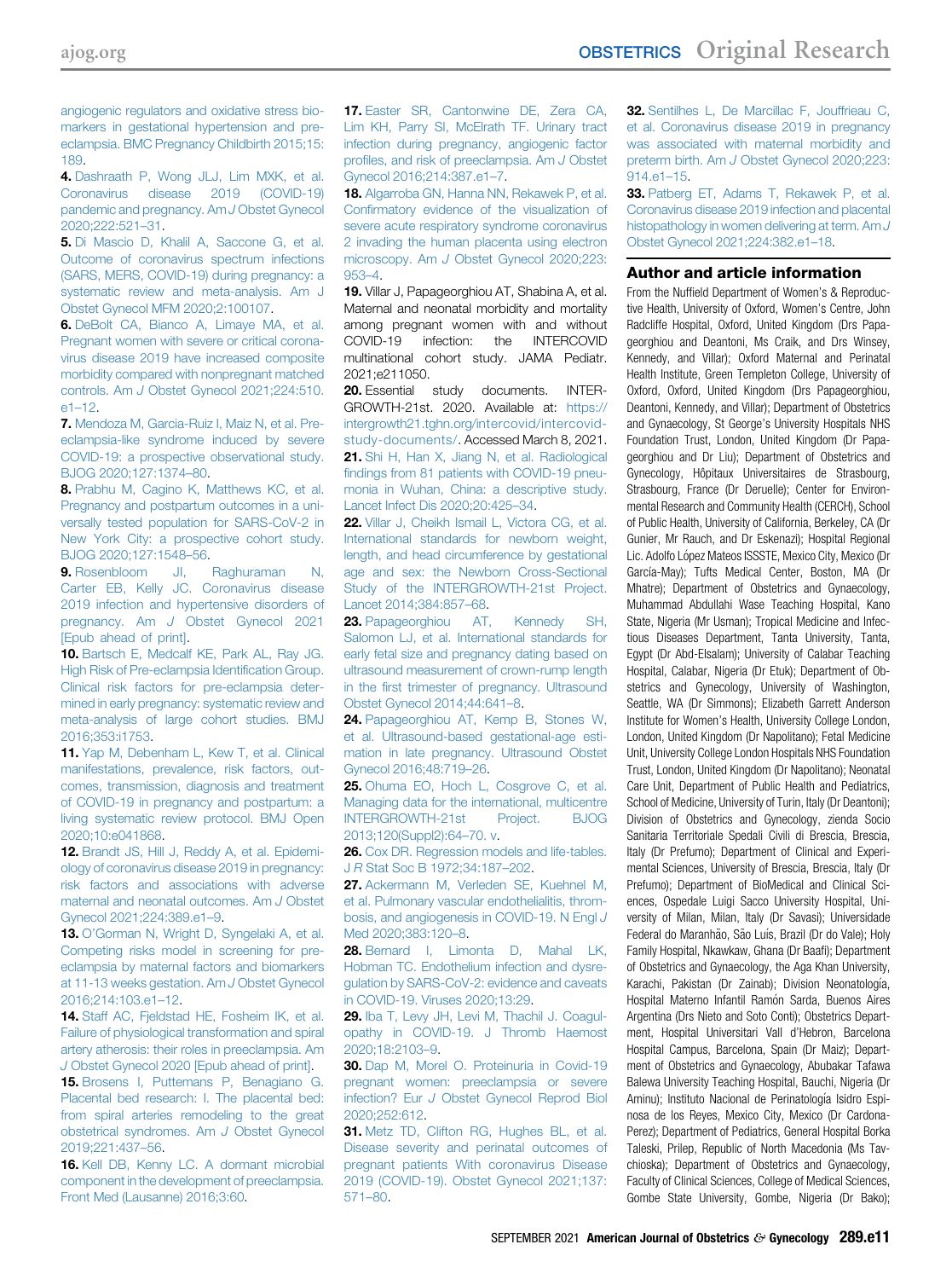angiogenic regulators and oxidative stress biomarkers in gestational hypertension and preeclampsia. BMC Pregnancy Childbirth 2015;15:189.

**4.** Dashraath P, Wong JLJ, Lim MXK, et al. Coronavirus disease 2019 (COVID-19) pandemic and pregnancy. Am J Obstet Gynecol 2020;222:521–31.

**5.** Di Mascio D, Khalil A, Saccone G, et al. Outcome of coronavirus spectrum infections (SARS, MERS, COVID-19) during pregnancy: a systematic review and meta-analysis. Am J Obstet Gynecol MFM 2020;2:100107.

**6.** DeBolt CA, Bianco A, Limaye MA, et al. Pregnant women with severe or critical coronavirus disease 2019 have increased composite morbidity compared with nonpregnant matched controls. Am J Obstet Gynecol 2021;224:510.e1–12.

**7.** Mendoza M, Garcia-Ruiz I, Maiz N, et al. Pre-eclampsia-like syndrome induced by severe COVID-19: a prospective observational study. BJOG 2020;127:1374–80.

**8.** Prabhu M, Cagino K, Matthews KC, et al. Pregnancy and postpartum outcomes in a universally tested population for SARS-CoV-2 in New York City: a prospective cohort study. BJOG 2020;127:1548–56.

**9.** Rosenbloom JI, Raghuraman N, Carter EB, Kelly JC. Coronavirus disease 2019 infection and hypertensive disorders of pregnancy. Am J Obstet Gynecol 2021 [Epub ahead of print].

**10.** Bartsch E, Medcalf KE, Park AL, Ray JG. High Risk of Pre-eclampsia Identification Group. Clinical risk factors for pre-eclampsia determined in early pregnancy: systematic review and meta-analysis of large cohort studies. BMJ 2016;353:i1753.

**11.** Yap M, Debenham L, Kew T, et al. Clinical manifestations, prevalence, risk factors, outcomes, transmission, diagnosis and treatment of COVID-19 in pregnancy and postpartum: a living systematic review protocol. BMJ Open 2020;10:e041868.

**12.** Brandt JS, Hill J, Reddy A, et al. Epidemiology of coronavirus disease 2019 in pregnancy: risk factors and associations with adverse maternal and neonatal outcomes. Am J Obstet Gynecol 2021;224:389.e1–9.

**13.** O'Gorman N, Wright D, Syngelaki A, et al. Competing risks model in screening for preeclampsia by maternal factors and biomarkers at 11-13 weeks gestation. Am J Obstet Gynecol 2016;214:103.e1–12.

**14.** Staff AC, Fjeldstad HE, Fosheim IK, et al. Failure of physiological transformation and spiral artery atherosis: their roles in preeclampsia. Am J Obstet Gynecol 2020 [Epub ahead of print].

**15.** Brosens I, Puttemans P, Benagiano G. Placental bed research: I. The placental bed: from spiral arteries remodeling to the great obstetrical syndromes. Am J Obstet Gynecol 2019;221:437–56.

**16.** Kell DB, Kenny LC. A dormant microbial component in the development of preeclampsia. Front Med (Lausanne) 2016;3:60.

**17.** Easter SR, Cantonwine DE, Zera CA, Lim KH, Parry SI, McElrath TF. Urinary tract infection during pregnancy, angiogenic factor profiles, and risk of preeclampsia. Am J Obstet Gynecol 2016;214:387.e1–7.

**18.** Algarroba GN, Hanna NN, Rekawek P, et al. Confirmatory evidence of the visualization of severe acute respiratory syndrome coronavirus 2 invading the human placenta using electron microscopy. Am J Obstet Gynecol 2020;223:953–4.

**19.** Villar J, Papageorghiou AT, Shabina A, et al. Maternal and neonatal morbidity and mortality among pregnant women with and without COVID-19 infection: the INTERCOVID multinational cohort study. JAMA Pediatr. 2021;e211050.

**20.** Essential study documents. INTERGROWTH-21st. 2020. Available at: https://intergrowth21.tghn.org/intercovid/intercovid-study-documents/. Accessed March 8, 2021.

**21.** Shi H, Han X, Jiang N, et al. Radiological findings from 81 patients with COVID-19 pneumonia in Wuhan, China: a descriptive study. Lancet Infect Dis 2020;20:425–34.

**22.** Villar J, Cheikh Ismail L, Victora CG, et al. International standards for newborn weight, length, and head circumference by gestational age and sex: the Newborn Cross-Sectional Study of the INTERGROWTH-21st Project. Lancet 2014;384:857–68.

**23.** Papageorghiou AT, Kennedy SH, Salomon LJ, et al. International standards for early fetal size and pregnancy dating based on ultrasound measurement of crown-rump length in the first trimester of pregnancy. Ultrasound Obstet Gynecol 2014;44:641–8.

**24.** Papageorghiou AT, Kemp B, Stones W, et al. Ultrasound-based gestational-age estimation in late pregnancy. Ultrasound Obstet Gynecol 2016;48:719–26.

**25.** Ohuma EO, Hoch L, Cosgrove C, et al. Managing data for the international, multicentre INTERGROWTH-21st Project. BJOG 2013;120(Suppl2):64–70. v.

**26.** Cox DR. Regression models and life-tables. J R Stat Soc B 1972;34:187–202.

**27.** Ackermann M, Verleden SE, Kuehnel M, et al. Pulmonary vascular endothelialitis, thrombosis, and angiogenesis in COVID-19. N Engl J Med 2020;383:120–8.

**28.** Bernard I, Limonta D, Mahal LK, Hobman TC. Endothelium infection and dysregulation by SARS-CoV-2: evidence and caveats in COVID-19. Viruses 2020;13:29.

**29.** Iba T, Levy JH, Levi M, Thachil J. Coagulopathy in COVID-19. J Thromb Haemost 2020;18:2103–9.

**30.** Dap M, Morel O. Proteinuria in Covid-19 pregnant women: preeclampsia or severe infection? Eur J Obstet Gynecol Reprod Biol 2020;252:612.

**31.** Metz TD, Clifton RG, Hughes BL, et al. Disease severity and perinatal outcomes of pregnant patients With coronavirus Disease 2019 (COVID-19). Obstet Gynecol 2021;137:571–80.

**32.** Sentilhes L, De Marcillac F, Jouffrieau C, et al. Coronavirus disease 2019 in pregnancy was associated with maternal morbidity and preterm birth. Am J Obstet Gynecol 2020;223:914.e1–15.

**33.** Patberg ET, Adams T, Rekawek P, et al. Coronavirus disease 2019 infection and placental histopathology in women delivering at term. Am J Obstet Gynecol 2021;224:382.e1–18.

## Author and article information

From the Nuffield Department of Women's & Reproductive Health, University of Oxford, Women's Centre, John Radcliffe Hospital, Oxford, United Kingdom (Drs Papageorghiou and Deantoni, Ms Craik, and Drs Winsey, Kennedy, and Villar); Oxford Maternal and Perinatal Health Institute, Green Templeton College, University of Oxford, Oxford, United Kingdom (Drs Papageorghiou, Deantoni, Kennedy, and Villar); Department of Obstetrics and Gynaecology, St George's University Hospitals NHS Foundation Trust, London, United Kingdom (Dr Papageorghiou and Dr Liu); Department of Obstetrics and Gynecology, Hôpitaux Universitaires de Strasbourg, Strasbourg, France (Dr Deruelle); Center for Environmental Research and Community Health (CERCH), School of Public Health, University of California, Berkeley, CA (Dr Gunier, Mr Rauch, and Dr Eskenazi); Hospital Regional Lic. Adolfo López Mateos ISSSTE, Mexico City, Mexico (Dr García-May); Tufts Medical Center, Boston, MA (Dr Mhatre); Department of Obstetrics and Gynaecology, Muhammad Abdullahi Wase Teaching Hospital, Kano State, Nigeria (Mr Usman); Tropical Medicine and Infectious Diseases Department, Tanta University, Tanta, Egypt (Dr Abd-Elsalam); University of Calabar Teaching Hospital, Calabar, Nigeria (Dr Etuk); Department of Obstetrics and Gynecology, University of Washington, Seattle, WA (Dr Simmons); Elizabeth Garrett Anderson Institute for Women's Health, University College London, London, United Kingdom (Dr Napolitano); Fetal Medicine Unit, University College London Hospitals NHS Foundation Trust, London, United Kingdom (Dr Napolitano); Neonatal Care Unit, Department of Public Health and Pediatrics, School of Medicine, University of Turin, Italy (Dr Deantoni); Division of Obstetrics and Gynecology, zienda Socio Sanitaria Territoriale Spedali Civili di Brescia, Brescia, Italy (Dr Prefumo); Department of Clinical and Experimental Sciences, University of Brescia, Brescia, Italy (Dr Prefumo); Department of BioMedical and Clinical Sciences, Ospedale Luigi Sacco University Hospital, University of Milan, Milan, Italy (Dr Savasi); Universidade Federal do Maranhão, São Luís, Brazil (Dr do Vale); Holy Family Hospital, Nkawkaw, Ghana (Dr Baafi); Department of Obstetrics and Gynaecology, the Aga Khan University, Karachi, Pakistan (Dr Zainab); Division Neonatología, Hospital Materno Infantil Ramón Sarda, Buenos Aires Argentina (Drs Nieto and Soto Conti); Obstetrics Department, Hospital Universitari Vall d'Hebron, Barcelona Hospital Campus, Barcelona, Spain (Dr Maiz); Department of Obstetrics and Gynaecology, Abubakar Tafawa Balewa University Teaching Hospital, Bauchi, Nigeria (Dr Aminu); Instituto Nacional de Perinatología Isidro Espinosa de los Reyes, Mexico City, Mexico (Dr Cardona-Perez); Department of Pediatrics, General Hospital Borka Taleski, Prilep, Republic of North Macedonia (Ms Tavchioska); Department of Obstetrics and Gynaecology, Faculty of Clinical Sciences, College of Medical Sciences, Gombe State University, Gombe, Nigeria (Dr Bako);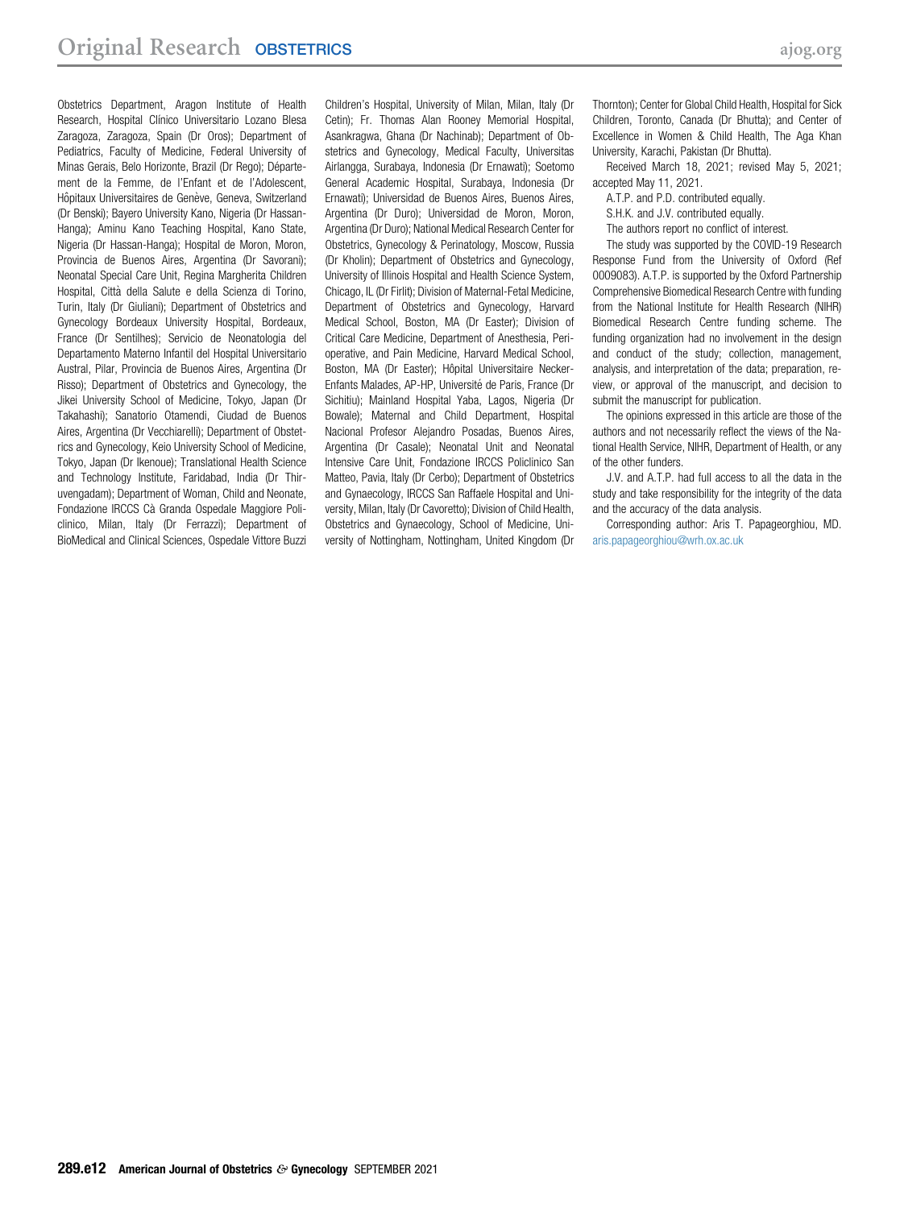Obstetrics Department, Aragon Institute of Health Research, Hospital Clínico Universitario Lozano Blesa Zaragoza, Zaragoza, Spain (Dr Oros); Department of Pediatrics, Faculty of Medicine, Federal University of Minas Gerais, Belo Horizonte, Brazil (Dr Rego); Département de la Femme, de l'Enfant et de l'Adolescent, Hôpitaux Universitaires de Genève, Geneva, Switzerland (Dr Benski); Bayero University Kano, Nigeria (Dr Hassan-Hanga); Aminu Kano Teaching Hospital, Kano State, Nigeria (Dr Hassan-Hanga); Hospital de Moron, Moron, Provincia de Buenos Aires, Argentina (Dr Savorani); Neonatal Special Care Unit, Regina Margherita Children Hospital, Città della Salute e della Scienza di Torino, Turin, Italy (Dr Giuliani); Department of Obstetrics and Gynecology Bordeaux University Hospital, Bordeaux, France (Dr Sentilhes); Servicio de Neonatologia del Departamento Materno Infantil del Hospital Universitario Austral, Pilar, Provincia de Buenos Aires, Argentina (Dr Risso); Department of Obstetrics and Gynecology, the Jikei University School of Medicine, Tokyo, Japan (Dr Takahashi); Sanatorio Otamendi, Ciudad de Buenos Aires, Argentina (Dr Vecchiarelli); Department of Obstetrics and Gynecology, Keio University School of Medicine, Tokyo, Japan (Dr Ikenoue); Translational Health Science and Technology Institute, Faridabad, India (Dr Thiruvengadam); Department of Woman, Child and Neonate, Fondazione IRCCS Cà Granda Ospedale Maggiore Policlinico, Milan, Italy (Dr Ferrazzi); Department of BioMedical and Clinical Sciences, Ospedale Vittore Buzzi Children's Hospital, University of Milan, Milan, Italy (Dr Cetin); Fr. Thomas Alan Rooney Memorial Hospital, Asankragwa, Ghana (Dr Nachinab); Department of Obstetrics and Gynecology, Medical Faculty, Universitas Airlangga, Surabaya, Indonesia (Dr Ernawati); Soetomo General Academic Hospital, Surabaya, Indonesia (Dr Ernawati); Universidad de Buenos Aires, Buenos Aires, Argentina (Dr Duro); Universidad de Moron, Moron, Argentina (Dr Duro); National Medical Research Center for Obstetrics, Gynecology & Perinatology, Moscow, Russia (Dr Kholin); Department of Obstetrics and Gynecology, University of Illinois Hospital and Health Science System, Chicago, IL (Dr Firlit); Division of Maternal-Fetal Medicine, Department of Obstetrics and Gynecology, Harvard Medical School, Boston, MA (Dr Easter); Division of Critical Care Medicine, Department of Anesthesia, Perioperative, and Pain Medicine, Harvard Medical School, Boston, MA (Dr Easter); Hôpital Universitaire Necker-Enfants Malades, AP-HP, Université de Paris, France (Dr Sichitiu); Mainland Hospital Yaba, Lagos, Nigeria (Dr Bowale); Maternal and Child Department, Hospital Nacional Profesor Alejandro Posadas, Buenos Aires, Argentina (Dr Casale); Neonatal Unit and Neonatal Intensive Care Unit, Fondazione IRCCS Policlinico San Matteo, Pavia, Italy (Dr Cerbo); Department of Obstetrics and Gynaecology, IRCCS San Raffaele Hospital and University, Milan, Italy (Dr Cavoretto); Division of Child Health, Obstetrics and Gynaecology, School of Medicine, University of Nottingham, Nottingham, United Kingdom (Dr Thornton); Center for Global Child Health, Hospital for Sick Children, Toronto, Canada (Dr Bhutta); and Center of Excellence in Women & Child Health, The Aga Khan University, Karachi, Pakistan (Dr Bhutta).

Received March 18, 2021; revised May 5, 2021; accepted May 11, 2021.

A.T.P. and P.D. contributed equally.

S.H.K. and J.V. contributed equally.

The authors report no conflict of interest.

The study was supported by the COVID-19 Research Response Fund from the University of Oxford (Ref 0009083). A.T.P. is supported by the Oxford Partnership Comprehensive Biomedical Research Centre with funding from the National Institute for Health Research (NIHR) Biomedical Research Centre funding scheme. The funding organization had no involvement in the design and conduct of the study; collection, management, analysis, and interpretation of the data; preparation, review, or approval of the manuscript, and decision to submit the manuscript for publication.

The opinions expressed in this article are those of the authors and not necessarily reflect the views of the National Health Service, NIHR, Department of Health, or any of the other funders.

J.V. and A.T.P. had full access to all the data in the study and take responsibility for the integrity of the data and the accuracy of the data analysis.

Corresponding author: Aris T. Papageorghiou, MD. aris.papageorghiou@wrh.ox.ac.uk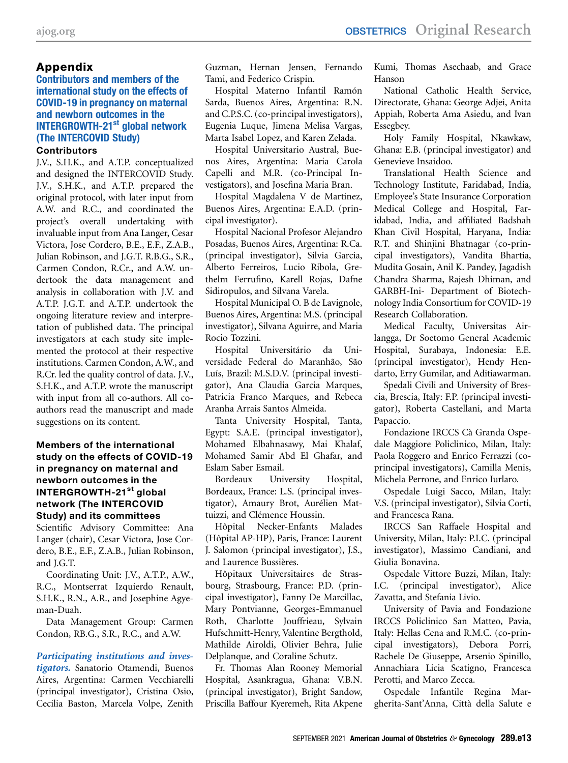## Appendix

### Contributors and members of the international study on the effects of COVID-19 in pregnancy on maternal and newborn outcomes in the INTERGROWTH-21st global network (The INTERCOVID Study)

#### Contributors

J.V., S.H.K., and A.T.P. conceptualized and designed the INTERCOVID Study. J.V., S.H.K., and A.T.P. prepared the original protocol, with later input from A.W. and R.C., and coordinated the project's overall undertaking with invaluable input from Ana Langer, Cesar Victora, Jose Cordero, B.E., E.F., Z.A.B., Julian Robinson, and J.G.T. R.B.G., S.R., Carmen Condon, R.Cr., and A.W. undertook the data management and analysis in collaboration with J.V. and A.T.P. J.G.T. and A.T.P. undertook the ongoing literature review and interpretation of published data. The principal investigators at each study site implemented the protocol at their respective institutions. Carmen Condon, A.W., and R.Cr. led the quality control of data. J.V., S.H.K., and A.T.P. wrote the manuscript with input from all co-authors. All co-authors read the manuscript and made suggestions on its content.

#### Members of the international study on the effects of COVID-19 in pregnancy on maternal and newborn outcomes in the INTERGROWTH-21st global network (The INTERCOVID Study) and its committees

Scientific Advisory Committee: Ana Langer (chair), Cesar Victora, Jose Cordero, B.E., E.F., Z.A.B., Julian Robinson, and J.G.T.

Coordinating Unit: J.V., A.T.P., A.W., R.C., Montserrat Izquierdo Renault, S.H.K., R.N., A.R., and Josephine Agyeman-Duah.

Data Management Group: Carmen Condon, RB.G., S.R., R.C., and A.W.

***Participating institutions and investigators.*** Sanatorio Otamendi, Buenos Aires, Argentina: Carmen Vecchiarelli (principal investigator), Cristina Osio, Cecilia Baston, Marcela Volpe, Zenith Guzman, Hernan Jensen, Fernando Tami, and Federico Crispin.

Hospital Materno Infantil Ramón Sarda, Buenos Aires, Argentina: R.N. and C.P.S.C. (co-principal investigators), Eugenia Luque, Jimena Melisa Vargas, Marta Isabel Lopez, and Karen Zelada.

Hospital Universitario Austral, Buenos Aires, Argentina: Maria Carola Capelli and M.R. (co-Principal Investigators), and Josefina Maria Bran.

Hospital Magdalena V de Martinez, Buenos Aires, Argentina: E.A.D. (principal investigator).

Hospital Nacional Profesor Alejandro Posadas, Buenos Aires, Argentina: R.Ca. (principal investigator), Silvia Garcia, Alberto Ferreiros, Lucio Ribola, Grethelm Ferrufino, Karell Rojas, Dafne Sidiropulos, and Silvana Varela.

Hospital Municipal O. B de Lavignole, Buenos Aires, Argentina: M.S. (principal investigator), Silvana Aguirre, and Maria Rocio Tozzini.

Hospital Universitário da Universidade Federal do Maranhão, São Luís, Brazil: M.S.D.V. (principal investigator), Ana Claudia Garcia Marques, Patricia Franco Marques, and Rebeca Aranha Arrais Santos Almeida.

Tanta University Hospital, Tanta, Egypt: S.A.E. (principal investigator), Mohamed Elbahnasawy, Mai Khalaf, Mohamed Samir Abd El Ghafar, and Eslam Saber Esmail.

Bordeaux University Hospital, Bordeaux, France: L.S. (principal investigator), Amaury Brot, Aurélien Mattuizzi, and Clémence Houssin.

Hôpital Necker-Enfants Malades (Hôpital AP-HP), Paris, France: Laurent J. Salomon (principal investigator), J.S., and Laurence Bussières.

Hôpitaux Universitaires de Strasbourg, Strasbourg, France: P.D. (principal investigator), Fanny De Marcillac, Mary Pontvianne, Georges-Emmanuel Roth, Charlotte Jouffrieau, Sylvain Hufschmitt-Henry, Valentine Bergthold, Mathilde Airoldi, Olivier Behra, Julie Delplanque, and Coraline Schutz.

Fr. Thomas Alan Rooney Memorial Hospital, Asankragua, Ghana: V.B.N. (principal investigator), Bright Sandow, Priscilla Baffour Kyeremeh, Rita Akpene Kumi, Thomas Asechaab, and Grace Hanson

National Catholic Health Service, Directorate, Ghana: George Adjei, Anita Appiah, Roberta Ama Asiedu, and Ivan Essegbey.

Holy Family Hospital, Nkawkaw, Ghana: E.B. (principal investigator) and Genevieve Insaidoo.

Translational Health Science and Technology Institute, Faridabad, India, Employee's State Insurance Corporation Medical College and Hospital, Faridabad, India, and affiliated Badshah Khan Civil Hospital, Haryana, India: R.T. and Shinjini Bhatnagar (co-principal investigators), Vandita Bhartia, Mudita Gosain, Anil K. Pandey, Jagadish Chandra Sharma, Rajesh Dhiman, and GARBH-Ini- Department of Biotechnology India Consortium for COVID-19 Research Collaboration.

Medical Faculty, Universitas Airlangga, Dr Soetomo General Academic Hospital, Surabaya, Indonesia: E.E. (principal investigator), Hendy Hendarto, Erry Gumilar, and Aditiawarman.

Spedali Civili and University of Brescia, Brescia, Italy: F.P. (principal investigator), Roberta Castellani, and Marta Papaccio.

Fondazione IRCCS Cà Granda Ospedale Maggiore Policlinico, Milan, Italy: Paola Roggero and Enrico Ferrazzi (co-principal investigators), Camilla Menis, Michela Perrone, and Enrico Iurlaro.

Ospedale Luigi Sacco, Milan, Italy: V.S. (principal investigator), Silvia Corti, and Francesca Rana.

IRCCS San Raffaele Hospital and University, Milan, Italy: P.I.C. (principal investigator), Massimo Candiani, and Giulia Bonavina.

Ospedale Vittore Buzzi, Milan, Italy: I.C. (principal investigator), Alice Zavatta, and Stefania Livio.

University of Pavia and Fondazione IRCCS Policlinico San Matteo, Pavia, Italy: Hellas Cena and R.M.C. (co-principal investigators), Debora Porri, Rachele De Giuseppe, Arsenio Spinillo, Annachiara Licia Scatigno, Francesca Perotti, and Marco Zecca.

Ospedale Infantile Regina Margherita-Sant'Anna, Città della Salute e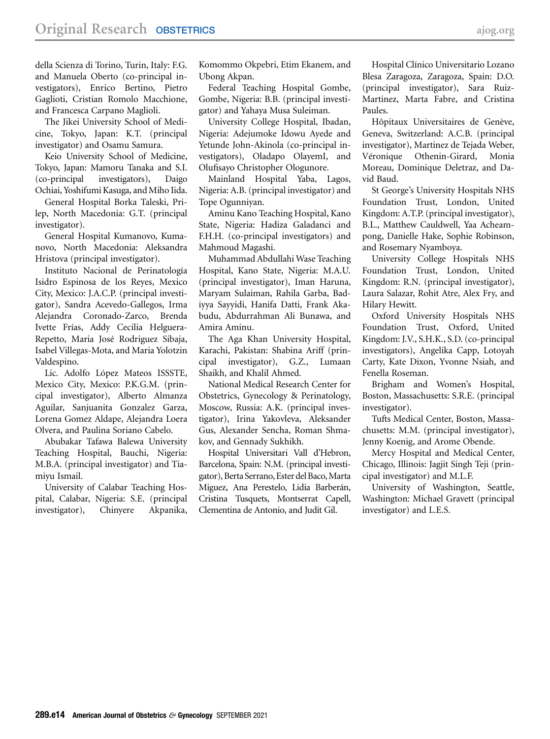della Scienza di Torino, Turin, Italy: F.G. and Manuela Oberto (co-principal investigators), Enrico Bertino, Pietro Gaglioti, Cristian Romolo Macchione, and Francesca Carpano Maglioli.

The Jikei University School of Medicine, Tokyo, Japan: K.T. (principal investigator) and Osamu Samura.

Keio University School of Medicine, Tokyo, Japan: Mamoru Tanaka and S.I. (co-principal investigators), Daigo Ochiai, Yoshifumi Kasuga, and Miho Iida.

General Hospital Borka Taleski, Prilep, North Macedonia: G.T. (principal investigator).

General Hospital Kumanovo, Kumanovo, North Macedonia: Aleksandra Hristova (principal investigator).

Instituto Nacional de Perinatología Isidro Espinosa de los Reyes, Mexico City, Mexico: J.A.C.P. (principal investigator), Sandra Acevedo-Gallegos, Irma Alejandra Coronado-Zarco, Brenda Ivette Frías, Addy Cecilia Helguera-Repetto, Maria José Rodriguez Sibaja, Isabel Villegas-Mota, and Maria Yolotzin Valdespino.

Lic. Adolfo López Mateos ISSSTE, Mexico City, Mexico: P.K.G.M. (principal investigator), Alberto Almanza Aguilar, Sanjuanita Gonzalez Garza, Lorena Gomez Aldape, Alejandra Loera Olvera, and Paulina Soriano Cabelo.

Abubakar Tafawa Balewa University Teaching Hospital, Bauchi, Nigeria: M.B.A. (principal investigator) and Tiamiyu Ismail.

University of Calabar Teaching Hospital, Calabar, Nigeria: S.E. (principal investigator), Chinyere Akpanika, Komommo Okpebri, Etim Ekanem, and Ubong Akpan.

Federal Teaching Hospital Gombe, Gombe, Nigeria: B.B. (principal investigator) and Yahaya Musa Suleiman.

University College Hospital, Ibadan, Nigeria: Adejumoke Idowu Ayede and Yetunde John-Akinola (co-principal investigators), Oladapo OlayemI, and Olufisayo Christopher Ologunore.

Mainland Hospital Yaba, Lagos, Nigeria: A.B. (principal investigator) and Tope Ogunniyan.

Aminu Kano Teaching Hospital, Kano State, Nigeria: Hadiza Galadanci and F.H.H. (co-principal investigators) and Mahmoud Magashi.

Muhammad Abdullahi Wase Teaching Hospital, Kano State, Nigeria: M.A.U. (principal investigator), Iman Haruna, Maryam Sulaiman, Rahila Garba, Badiyya Sayyidi, Hanifa Datti, Frank Akabudu, Abdurrahman Ali Bunawa, and Amira Aminu.

The Aga Khan University Hospital, Karachi, Pakistan: Shabina Ariff (principal investigator), G.Z., Lumaan Shaikh, and Khalil Ahmed.

National Medical Research Center for Obstetrics, Gynecology & Perinatology, Moscow, Russia: A.K. (principal investigator), Irina Yakovleva, Aleksander Gus, Alexander Sencha, Roman Shmakov, and Gennady Sukhikh.

Hospital Universitari Vall d'Hebron, Barcelona, Spain: N.M. (principal investigator), Berta Serrano, Ester del Baco, Marta Miguez, Ana Perestelo, Lidia Barberán, Cristina Tusquets, Montserrat Capell, Clementina de Antonio, and Judit Gil.

Hospital Clínico Universitario Lozano Blesa Zaragoza, Zaragoza, Spain: D.O. (principal investigator), Sara Ruiz-Martinez, Marta Fabre, and Cristina Paules.

Hôpitaux Universitaires de Genève, Geneva, Switzerland: A.C.B. (principal investigator), Martinez de Tejada Weber, Véronique Othenin-Girard, Monia Moreau, Dominique Deletraz, and David Baud.

St George's University Hospitals NHS Foundation Trust, London, United Kingdom: A.T.P. (principal investigator), B.L., Matthew Cauldwell, Yaa Acheampong, Danielle Hake, Sophie Robinson, and Rosemary Nyamboya.

University College Hospitals NHS Foundation Trust, London, United Kingdom: R.N. (principal investigator), Laura Salazar, Rohit Atre, Alex Fry, and Hilary Hewitt.

Oxford University Hospitals NHS Foundation Trust, Oxford, United Kingdom: J.V., S.H.K., S.D. (co-principal investigators), Angelika Capp, Lotoyah Carty, Kate Dixon, Yvonne Nsiah, and Fenella Roseman.

Brigham and Women's Hospital, Boston, Massachusetts: S.R.E. (principal investigator).

Tufts Medical Center, Boston, Massachusetts: M.M. (principal investigator), Jenny Koenig, and Arome Obende.

Mercy Hospital and Medical Center, Chicago, Illinois: Jagjit Singh Teji (principal investigator) and M.L.F.

University of Washington, Seattle, Washington: Michael Gravett (principal investigator) and L.E.S.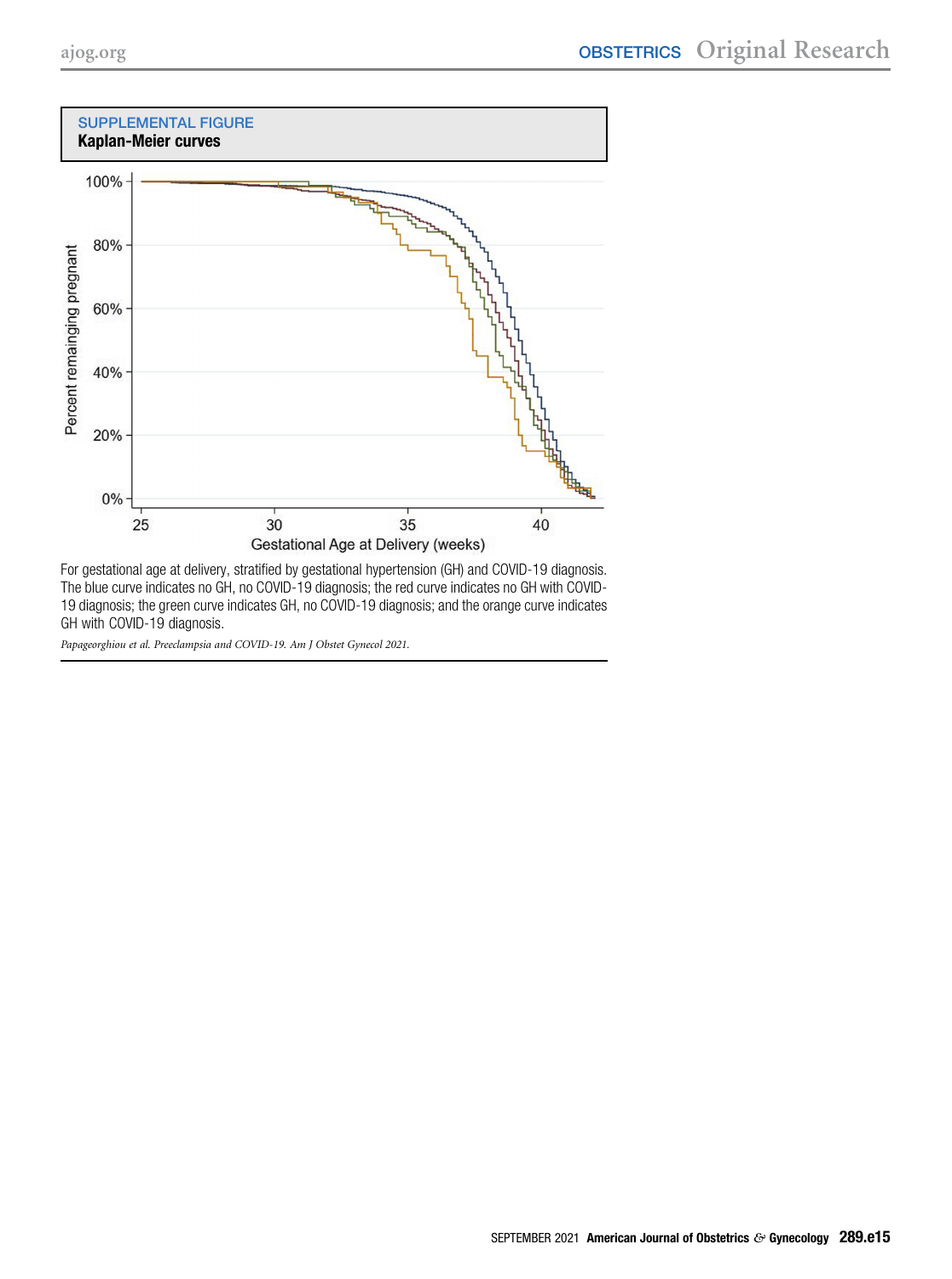SUPPLEMENTAL FIGURE

**Kaplan-Meier curves**

Percent remainging pregnant

100%

80%

60%

40%

20%

0%

25

30

35

40

Gestational Age at Delivery (weeks)

For gestational age at delivery, stratified by gestational hypertension (GH) and COVID-19 diagnosis. The blue curve indicates no GH, no COVID-19 diagnosis; the red curve indicates no GH with COVID-19 diagnosis; the green curve indicates GH, no COVID-19 diagnosis; and the orange curve indicates GH with COVID-19 diagnosis.

*Papageorghiou et al. Preeclampsia and COVID-19. Am J Obstet Gynecol 2021.*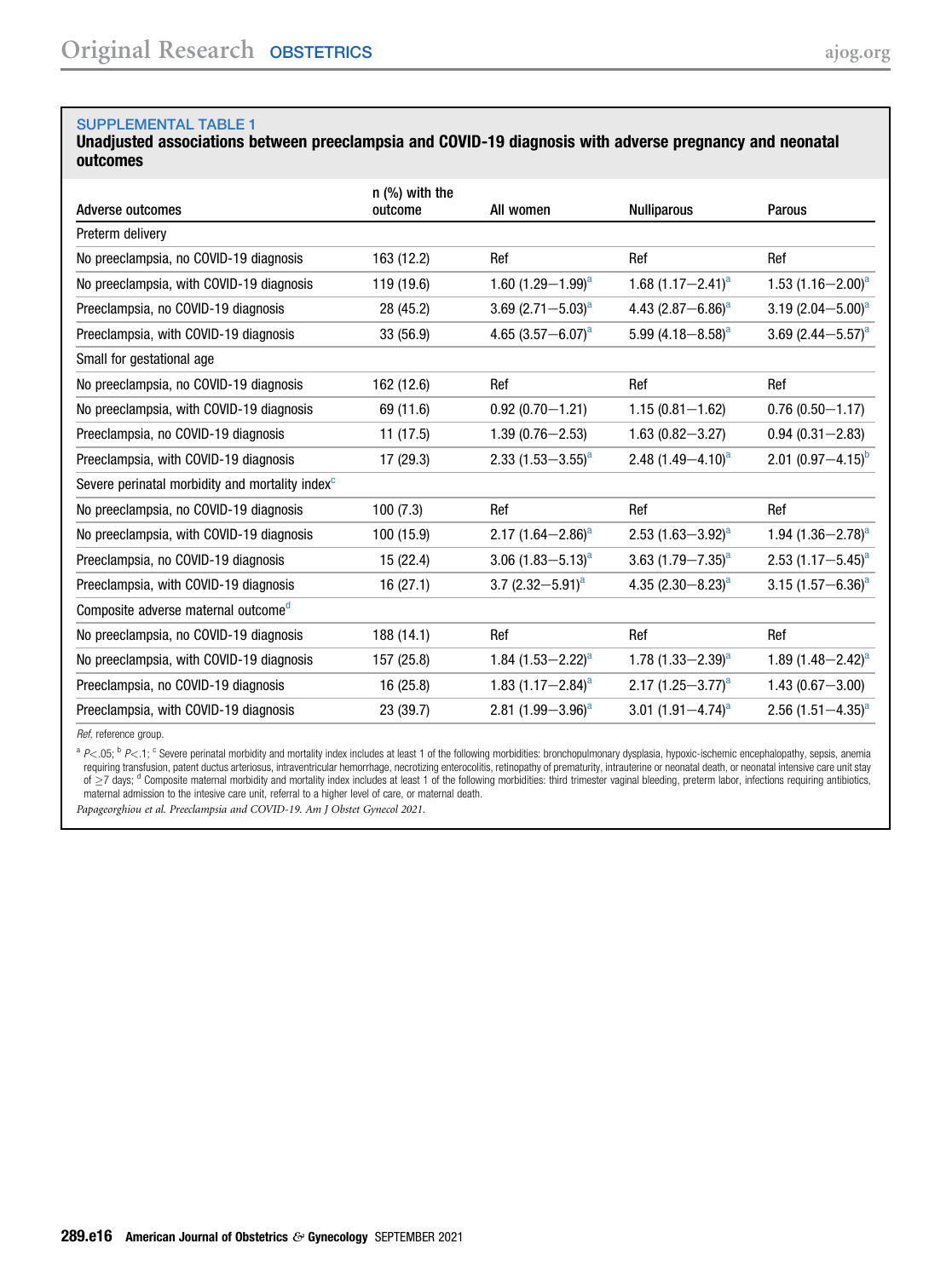SUPPLEMENTAL TABLE 1

**Unadjusted associations between preeclampsia and COVID-19 diagnosis with adverse pregnancy and neonatal outcomes**

| Adverse outcomes | n (%) with the outcome | All women | Nulliparous | Parous |
|---|---|---|---|---|
| Preterm delivery | | | | |
| No preeclampsia, no COVID-19 diagnosis | 163 (12.2) | Ref | Ref | Ref |
| No preeclampsia, with COVID-19 diagnosis | 119 (19.6) | 1.60 (1.29–1.99)[a] | 1.68 (1.17–2.41)[a] | 1.53 (1.16–2.00)[a] |
| Preeclampsia, no COVID-19 diagnosis | 28 (45.2) | 3.69 (2.71–5.03)[a] | 4.43 (2.87–6.86)[a] | 3.19 (2.04–5.00)[a] |
| Preeclampsia, with COVID-19 diagnosis | 33 (56.9) | 4.65 (3.57–6.07)[a] | 5.99 (4.18–8.58)[a] | 3.69 (2.44–5.57)[a] |
| Small for gestational age | | | | |
| No preeclampsia, no COVID-19 diagnosis | 162 (12.6) | Ref | Ref | Ref |
| No preeclampsia, with COVID-19 diagnosis | 69 (11.6) | 0.92 (0.70–1.21) | 1.15 (0.81–1.62) | 0.76 (0.50–1.17) |
| Preeclampsia, no COVID-19 diagnosis | 11 (17.5) | 1.39 (0.76–2.53) | 1.63 (0.82–3.27) | 0.94 (0.31–2.83) |
| Preeclampsia, with COVID-19 diagnosis | 17 (29.3) | 2.33 (1.53–3.55)[a] | 2.48 (1.49–4.10)[a] | 2.01 (0.97–4.15)[b] |
| Severe perinatal morbidity and mortality index[c] | | | | |
| No preeclampsia, no COVID-19 diagnosis | 100 (7.3) | Ref | Ref | Ref |
| No preeclampsia, with COVID-19 diagnosis | 100 (15.9) | 2.17 (1.64–2.86)[a] | 2.53 (1.63–3.92)[a] | 1.94 (1.36–2.78)[a] |
| Preeclampsia, no COVID-19 diagnosis | 15 (22.4) | 3.06 (1.83–5.13)[a] | 3.63 (1.79–7.35)[a] | 2.53 (1.17–5.45)[a] |
| Preeclampsia, with COVID-19 diagnosis | 16 (27.1) | 3.7 (2.32–5.91)[a] | 4.35 (2.30–8.23)[a] | 3.15 (1.57–6.36)[a] |
| Composite adverse maternal outcome[d] | | | | |
| No preeclampsia, no COVID-19 diagnosis | 188 (14.1) | Ref | Ref | Ref |
| No preeclampsia, with COVID-19 diagnosis | 157 (25.8) | 1.84 (1.53–2.22)[a] | 1.78 (1.33–2.39)[a] | 1.89 (1.48–2.42)[a] |
| Preeclampsia, no COVID-19 diagnosis | 16 (25.8) | 1.83 (1.17–2.84)[a] | 2.17 (1.25–3.77)[a] | 1.43 (0.67–3.00) |
| Preeclampsia, with COVID-19 diagnosis | 23 (39.7) | 2.81 (1.99–3.96)[a] | 3.01 (1.91–4.74)[a] | 2.56 (1.51–4.35)[a] |

*Ref*, reference group.

[a] $P<.05$; [b] $P<.1$; [c] Severe perinatal morbidity and mortality index includes at least 1 of the following morbidities: bronchopulmonary dysplasia, hypoxic-ischemic encephalopathy, sepsis, anemia requiring transfusion, patent ductus arteriosus, intraventricular hemorrhage, necrotizing enterocolitis, retinopathy of prematurity, intrauterine or neonatal death, or neonatal intensive care unit stay of $\geq$7 days; [d] Composite maternal morbidity and mortality index includes at least 1 of the following morbidities: third trimester vaginal bleeding, preterm labor, infections requiring antibiotics, maternal admission to the intesive care unit, referral to a higher level of care, or maternal death.

*Papageorghiou et al. Preeclampsia and COVID-19. Am J Obstet Gynecol 2021.*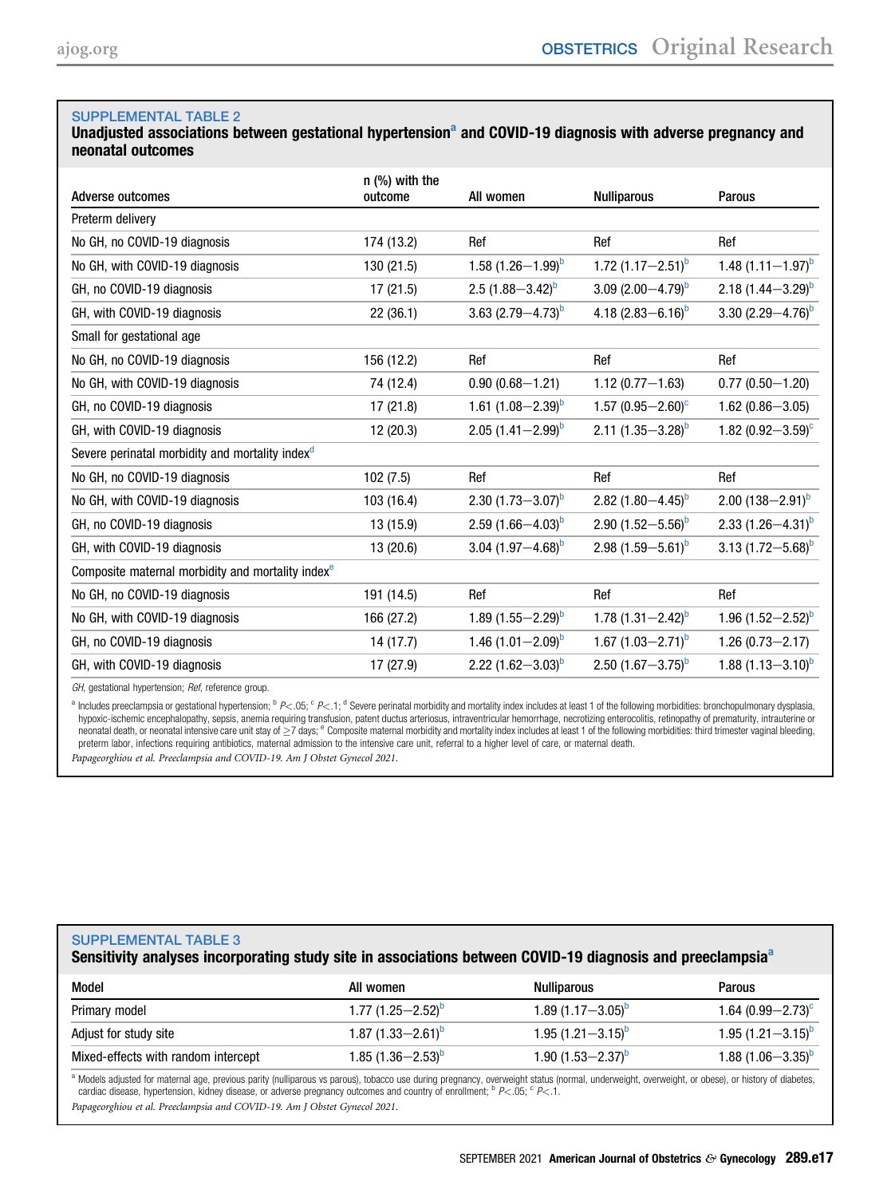SUPPLEMENTAL TABLE 2

**Unadjusted associations between gestational hypertension[a] and COVID-19 diagnosis with adverse pregnancy and neonatal outcomes**

| Adverse outcomes | n (%) with the outcome | All women | Nulliparous | Parous |
|---|---|---|---|---|
| Preterm delivery | | | | |
| No GH, no COVID-19 diagnosis | 174 (13.2) | Ref | Ref | Ref |
| No GH, with COVID-19 diagnosis | 130 (21.5) | 1.58 (1.26–1.99)[b] | 1.72 (1.17–2.51)[b] | 1.48 (1.11–1.97)[b] |
| GH, no COVID-19 diagnosis | 17 (21.5) | 2.5 (1.88–3.42)[b] | 3.09 (2.00–4.79)[b] | 2.18 (1.44–3.29)[b] |
| GH, with COVID-19 diagnosis | 22 (36.1) | 3.63 (2.79–4.73)[b] | 4.18 (2.83–6.16)[b] | 3.30 (2.29–4.76)[b] |
| Small for gestational age | | | | |
| No GH, no COVID-19 diagnosis | 156 (12.2) | Ref | Ref | Ref |
| No GH, with COVID-19 diagnosis | 74 (12.4) | 0.90 (0.68–1.21) | 1.12 (0.77–1.63) | 0.77 (0.50–1.20) |
| GH, no COVID-19 diagnosis | 17 (21.8) | 1.61 (1.08–2.39)[b] | 1.57 (0.95–2.60)[c] | 1.62 (0.86–3.05) |
| GH, with COVID-19 diagnosis | 12 (20.3) | 2.05 (1.41–2.99)[b] | 2.11 (1.35–3.28)[b] | 1.82 (0.92–3.59)[c] |
| Severe perinatal morbidity and mortality index[d] | | | | |
| No GH, no COVID-19 diagnosis | 102 (7.5) | Ref | Ref | Ref |
| No GH, with COVID-19 diagnosis | 103 (16.4) | 2.30 (1.73–3.07)[b] | 2.82 (1.80–4.45)[b] | 2.00 (138–2.91)[b] |
| GH, no COVID-19 diagnosis | 13 (15.9) | 2.59 (1.66–4.03)[b] | 2.90 (1.52–5.56)[b] | 2.33 (1.26–4.31)[b] |
| GH, with COVID-19 diagnosis | 13 (20.6) | 3.04 (1.97–4.68)[b] | 2.98 (1.59–5.61)[b] | 3.13 (1.72–5.68)[b] |
| Composite maternal morbidity and mortality index[e] | | | | |
| No GH, no COVID-19 diagnosis | 191 (14.5) | Ref | Ref | Ref |
| No GH, with COVID-19 diagnosis | 166 (27.2) | 1.89 (1.55–2.29)[b] | 1.78 (1.31–2.42)[b] | 1.96 (1.52–2.52)[b] |
| GH, no COVID-19 diagnosis | 14 (17.7) | 1.46 (1.01–2.09)[b] | 1.67 (1.03–2.71)[b] | 1.26 (0.73–2.17) |
| GH, with COVID-19 diagnosis | 17 (27.9) | 2.22 (1.62–3.03)[b] | 2.50 (1.67–3.75)[b] | 1.88 (1.13–3.10)[b] |

*GH*, gestational hypertension; *Ref*, reference group.

[a] Includes preeclampsia or gestational hypertension; [b] $P<.05$; [c] $P<.1$; [d] Severe perinatal morbidity and mortality index includes at least 1 of the following morbidities: bronchopulmonary dysplasia, hypoxic-ischemic encephalopathy, sepsis, anemia requiring transfusion, patent ductus arteriosus, intraventricular hemorrhage, necrotizing enterocolitis, retinopathy of prematurity, intrauterine or neonatal death, or neonatal intensive care unit stay of ≥7 days; [e] Composite maternal morbidity and mortality index includes at least 1 of the following morbidities: third trimester vaginal bleeding, preterm labor, infections requiring antibiotics, maternal admission to the intensive care unit, referral to a higher level of care, or maternal death.

*Papageorghiou et al. Preeclampsia and COVID-19. Am J Obstet Gynecol 2021.*

SUPPLEMENTAL TABLE 3

**Sensitivity analyses incorporating study site in associations between COVID-19 diagnosis and preeclampsia[a]**

| Model | All women | Nulliparous | Parous |
|---|---|---|---|
| Primary model | 1.77 (1.25–2.52)[b] | 1.89 (1.17–3.05)[b] | 1.64 (0.99–2.73)[c] |
| Adjust for study site | 1.87 (1.33–2.61)[b] | 1.95 (1.21–3.15)[b] | 1.95 (1.21–3.15)[b] |
| Mixed-effects with random intercept | 1.85 (1.36–2.53)[b] | 1.90 (1.53–2.37)[b] | 1.88 (1.06–3.35)[b] |

[a] Models adjusted for maternal age, previous parity (nulliparous vs parous), tobacco use during pregnancy, overweight status (normal, underweight, overweight, or obese), or history of diabetes, cardiac disease, hypertension, kidney disease, or adverse pregnancy outcomes and country of enrollment; [b] $P<.05$; [c] $P<.1$.

*Papageorghiou et al. Preeclampsia and COVID-19. Am J Obstet Gynecol 2021.*